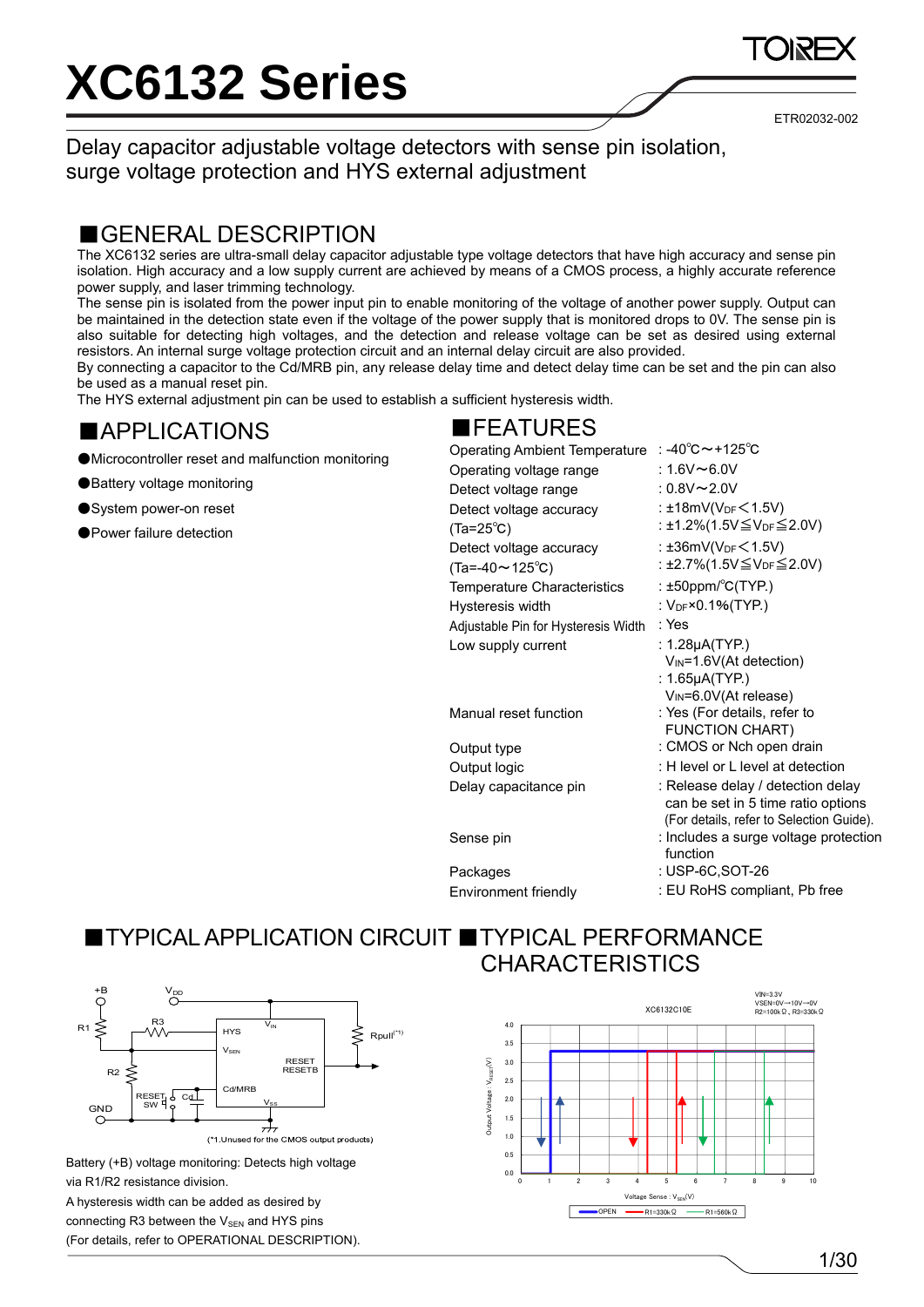# XC6132 Series

ETR02032-002

Delay capacitor adjustable voltage detectors with sense pin isolation, surge voltage protection and HYS external adjustment

## ■GENERAL DESCRIPTION

The XC6132 series are ultra-small delay capacitor adjustable type voltage detectors that have high accuracy and sense pin isolation. High accuracy and a low supply current are achieved by means of a CMOS process, a highly accurate reference power supply, and laser trimming technology.

The sense pin is isolated from the power input pin to enable monitoring of the voltage of another power supply. Output can be maintained in the detection state even if the voltage of the power supply that is monitored drops to 0V. The sense pin is also suitable for detecting high voltages, and the detection and release voltage can be set as desired using external resistors. An internal surge voltage protection circuit and an internal delay circuit are also provided.

By connecting a capacitor to the Cd/MRB pin, any release delay time and detect delay time can be set and the pin can also be used as a manual reset pin.

The HYS external adjustment pin can be used to establish a sufficient hysteresis width.

## ■APPLICATIONS

- ●Microcontroller reset and malfunction monitoring
- ●Battery voltage monitoring
- ●System power-on reset
- ●Power failure detection

## ■FEATURES

| | |
|---|---|
| Operating Ambient Temperature | : -40℃～+125℃ |
| Operating voltage range | : 1.6V～6.0V |
| Detect voltage range | : 0.8V～2.0V |
| Detect voltage accuracy (Ta=25℃) | : ±18mV($V_{DF}$＜1.5V)<br>: ±1.2%(1.5V≦$V_{DF}$≦2.0V) |
| Detect voltage accuracy (Ta=-40～125℃) | : ±36mV($V_{DF}$＜1.5V)<br>: ±2.7%(1.5V≦$V_{DF}$≦2.0V) |
| Temperature Characteristics | : ±50ppm/℃(TYP.) |
| Hysteresis width | : $V_{DF}$×0.1%(TYP.) |
| Adjustable Pin for Hysteresis Width | : Yes |
| Low supply current | : 1.28μA(TYP.) $V_{IN}$=1.6V(At detection)<br>: 1.65μA(TYP.) $V_{IN}$=6.0V(At release) |
| Manual reset function | : Yes (For details, refer to FUNCTION CHART) |
| Output type | : CMOS or Nch open drain |
| Output logic | : H level or L level at detection |
| Delay capacitance pin | : Release delay / detection delay can be set in 5 time ratio options (For details, refer to Selection Guide). |
| Sense pin | : Includes a surge voltage protection function |
| Packages | : USP-6C,SOT-26 |
| Environment friendly | : EU RoHS compliant, Pb free |

## ■TYPICAL APPLICATION CIRCUIT

(*1.Unused for the CMOS output products)

Battery (+B) voltage monitoring: Detects high voltage via R1/R2 resistance division.

A hysteresis width can be added as desired by connecting R3 between the $V_{SEN}$ and HYS pins (For details, refer to OPERATIONAL DESCRIPTION).

## ■TYPICAL PERFORMANCE CHARACTERISTICS

XC6132C10E

VIN=3.3V
VSEN=0V→10V→0V
R2=100kΩ , R3=330kΩ

Output Voltage : $V_{RESET}$(V) vs. Voltage Sense : $V_{SEN}$(V)

OPEN / R1=330kΩ / R1=560kΩ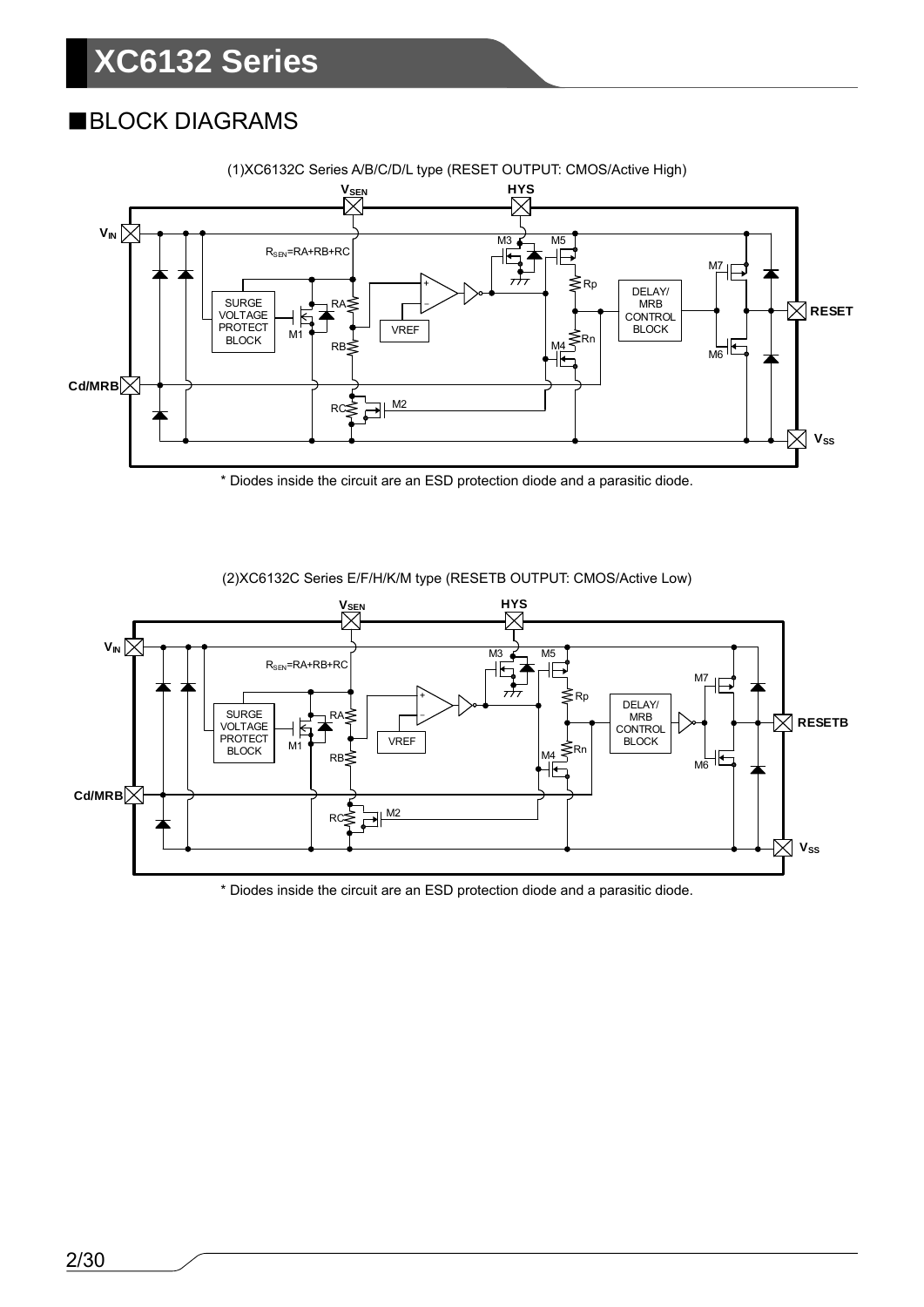## ■BLOCK DIAGRAMS

(1)XC6132C Series A/B/C/D/L type (RESET OUTPUT: CMOS/Active High)

\* Diodes inside the circuit are an ESD protection diode and a parasitic diode.

(2)XC6132C Series E/F/H/K/M type (RESETB OUTPUT: CMOS/Active Low)

\* Diodes inside the circuit are an ESD protection diode and a parasitic diode.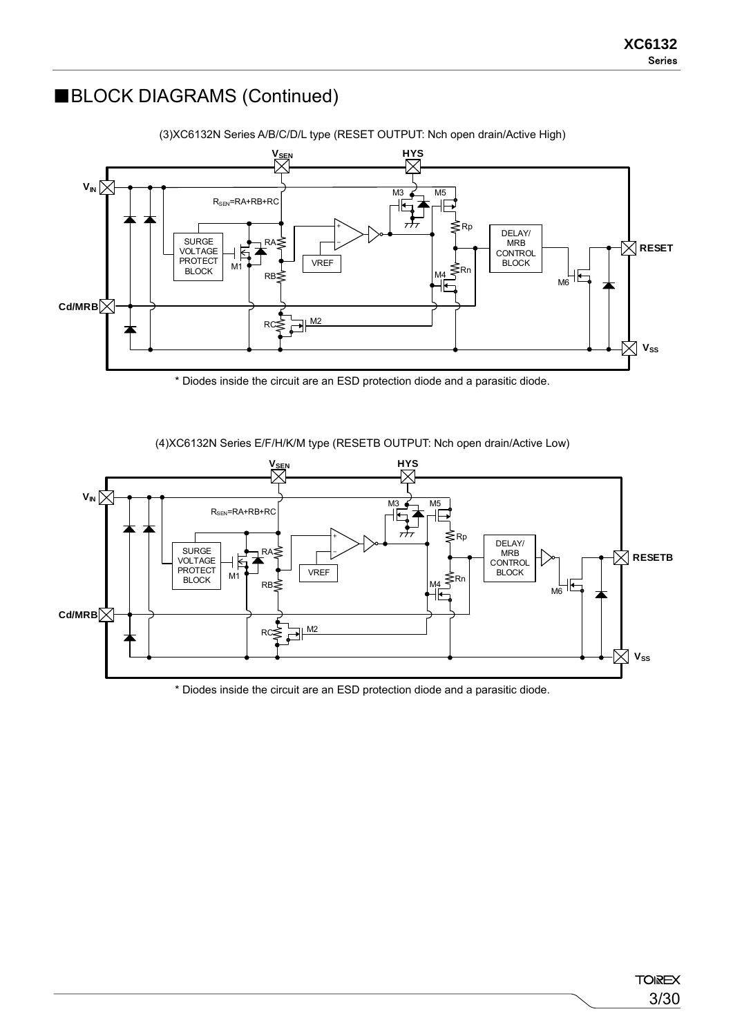## ■BLOCK DIAGRAMS (Continued)

(3)XC6132N Series A/B/C/D/L type (RESET OUTPUT: Nch open drain/Active High)

\* Diodes inside the circuit are an ESD protection diode and a parasitic diode.

(4)XC6132N Series E/F/H/K/M type (RESETB OUTPUT: Nch open drain/Active Low)

\* Diodes inside the circuit are an ESD protection diode and a parasitic diode.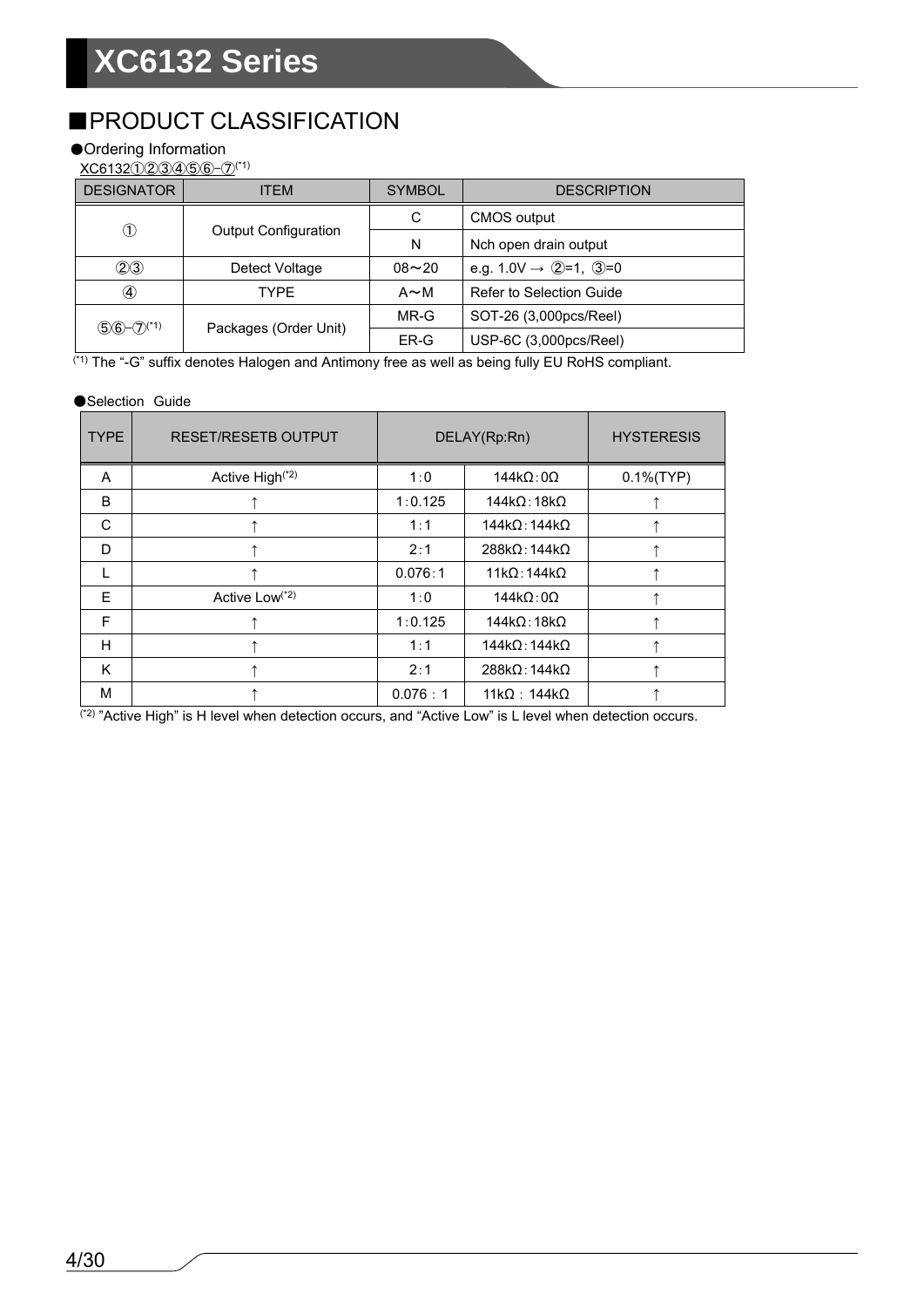## ■PRODUCT CLASSIFICATION

●Ordering Information

XC6132①②③④⑤⑥-⑦[*1]

| DESIGNATOR | ITEM | SYMBOL | DESCRIPTION |
|---|---|---|---|
| ① | Output Configuration | C | CMOS output |
| | | N | Nch open drain output |
| ②③ | Detect Voltage | 08～20 | e.g. 1.0V → ②=1, ③=0 |
| ④ | TYPE | A～M | Refer to Selection Guide |
| ⑤⑥-⑦[*1] | Packages (Order Unit) | MR-G | SOT-26 (3,000pcs/Reel) |
| | | ER-G | USP-6C (3,000pcs/Reel) |

[*1] The "-G" suffix denotes Halogen and Antimony free as well as being fully EU RoHS compliant.

●Selection Guide

| TYPE | RESET/RESETB OUTPUT | DELAY(Rp:Rn) | | HYSTERESIS |
|---|---|---|---|---|
| A | Active High[*2] | 1:0 | 144kΩ:0Ω | 0.1%(TYP) |
| B | ↑ | 1:0.125 | 144kΩ:18kΩ | ↑ |
| C | ↑ | 1:1 | 144kΩ:144kΩ | ↑ |
| D | ↑ | 2:1 | 288kΩ:144kΩ | ↑ |
| L | ↑ | 0.076:1 | 11kΩ:144kΩ | ↑ |
| E | Active Low[*2] | 1:0 | 144kΩ:0Ω | ↑ |
| F | ↑ | 1:0.125 | 144kΩ:18kΩ | ↑ |
| H | ↑ | 1:1 | 144kΩ:144kΩ | ↑ |
| K | ↑ | 2:1 | 288kΩ:144kΩ | ↑ |
| M | ↑ | 0.076 : 1 | 11kΩ : 144kΩ | ↑ |

[*2] "Active High" is H level when detection occurs, and "Active Low" is L level when detection occurs.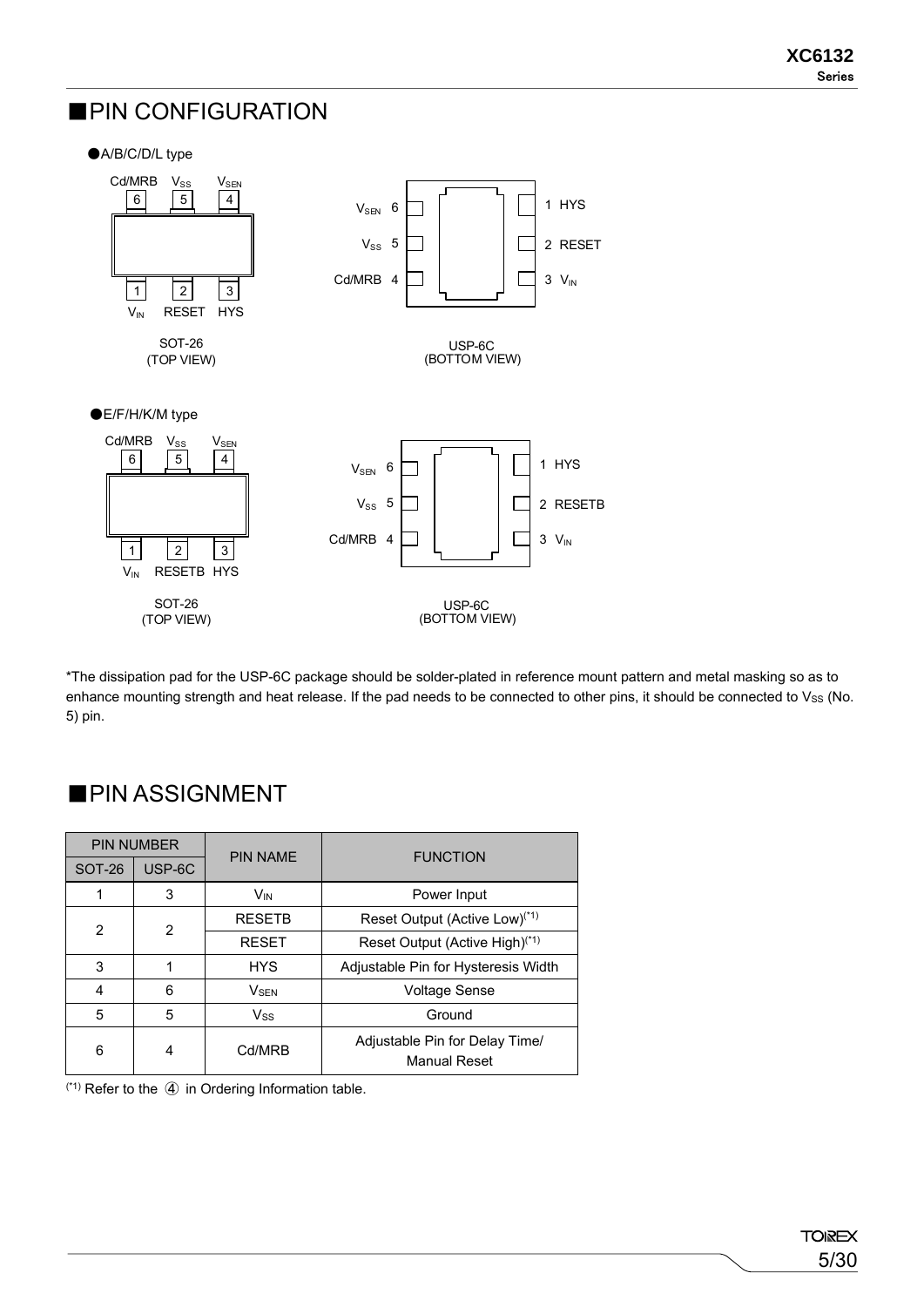## ■PIN CONFIGURATION

●A/B/C/D/L type

SOT-26 (TOP VIEW): 1 $V_{IN}$, 2 RESET, 3 HYS, 4 $V_{SEN}$, 5 $V_{SS}$, 6 Cd/MRB

USP-6C (BOTTOM VIEW): 1 HYS, 2 RESET, 3 $V_{IN}$, 4 Cd/MRB, 5 $V_{SS}$, 6 $V_{SEN}$

●E/F/H/K/M type

SOT-26 (TOP VIEW): 1 $V_{IN}$, 2 RESETB, 3 HYS, 4 $V_{SEN}$, 5 $V_{SS}$, 6 Cd/MRB

USP-6C (BOTTOM VIEW): 1 HYS, 2 RESETB, 3 $V_{IN}$, 4 Cd/MRB, 5 $V_{SS}$, 6 $V_{SEN}$

*The dissipation pad for the USP-6C package should be solder-plated in reference mount pattern and metal masking so as to enhance mounting strength and heat release. If the pad needs to be connected to other pins, it should be connected to $V_{SS}$ (No. 5) pin.

## ■PIN ASSIGNMENT

| PIN NUMBER | | PIN NAME | FUNCTION |
|---|---|---|---|
| SOT-26 | USP-6C | | |
| 1 | 3 | $V_{IN}$ | Power Input |
| 2 | 2 | RESETB | Reset Output (Active Low)(*1) |
| | | RESET | Reset Output (Active High)(*1) |
| 3 | 1 | HYS | Adjustable Pin for Hysteresis Width |
| 4 | 6 | $V_{SEN}$ | Voltage Sense |
| 5 | 5 | $V_{SS}$ | Ground |
| 6 | 4 | Cd/MRB | Adjustable Pin for Delay Time/ Manual Reset |

(*1) Refer to the ④ in Ordering Information table.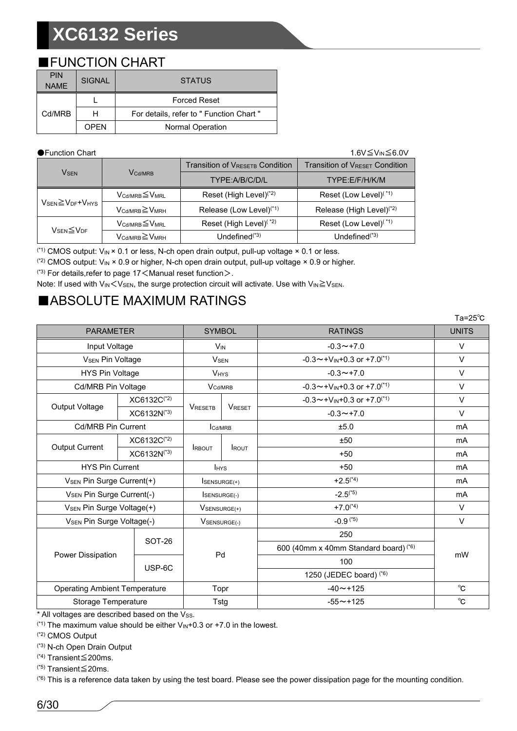## ■FUNCTION CHART

| PIN NAME | SIGNAL | STATUS |
|---|---|---|
| Cd/MRB | L | Forced Reset |
| | H | For details, refer to " Function Chart " |
| | OPEN | Normal Operation |

●Function Chart

$1.6V \leqq V_{IN} \leqq 6.0V$

| $V_{SEN}$ | $V_{Cd/MRB}$ | Transition of $V_{RESETB}$ Condition | Transition of $V_{RESET}$ Condition |
|---|---|---|---|
| | | TYPE:A/B/C/D/L | TYPE:E/F/H/K/M |
| $V_{SEN} \geqq V_{DF}+V_{HYS}$ | $V_{Cd/MRB} \leqq V_{MRL}$ | Reset (High Level)(*2) | Reset (Low Level)(*1) |
| | $V_{Cd/MRB} \geqq V_{MRH}$ | Release (Low Level)(*1) | Release (High Level)(*2) |
| $V_{SEN} \leqq V_{DF}$ | $V_{Cd/MRB} \leqq V_{MRL}$ | Reset (High Level)(*2) | Reset (Low Level)(*1) |
| | $V_{Cd/MRB} \geqq V_{MRH}$ | Undefined(*3) | Undefined(*3) |

(*1) CMOS output: $V_{IN}$ × 0.1 or less, N-ch open drain output, pull-up voltage × 0.1 or less.

(*2) CMOS output: $V_{IN}$ × 0.9 or higher, N-ch open drain output, pull-up voltage × 0.9 or higher.

(*3) For details,refer to page 17＜Manual reset function＞.

Note: If used with $V_{IN} < V_{SEN}$, the surge protection circuit will activate. Use with $V_{IN} \geqq V_{SEN}$.

## ■ABSOLUTE MAXIMUM RATINGS

Ta=25℃

| PARAMETER | | SYMBOL | | RATINGS | UNITS |
|---|---|---|---|---|---|
| Input Voltage | | $V_{IN}$ | | -0.3～+7.0 | V |
| $V_{SEN}$ Pin Voltage | | $V_{SEN}$ | | -0.3～+$V_{IN}$+0.3 or +7.0(*1) | V |
| HYS Pin Voltage | | $V_{HYS}$ | | -0.3～+7.0 | V |
| Cd/MRB Pin Voltage | | $V_{Cd/MRB}$ | | -0.3～+$V_{IN}$+0.3 or +7.0(*1) | V |
| Output Voltage | XC6132C(*2) | $V_{RESETB}$ | $V_{RESET}$ | -0.3～+$V_{IN}$+0.3 or +7.0(*1) | V |
| | XC6132N(*3) | | | -0.3～+7.0 | V |
| Cd/MRB Pin Current | | $I_{Cd/MRB}$ | | ±5.0 | mA |
| Output Current | XC6132C(*2) | $I_{RBOUT}$ | $I_{ROUT}$ | ±50 | mA |
| | XC6132N(*3) | | | +50 | mA |
| HYS Pin Current | | $I_{HYS}$ | | +50 | mA |
| $V_{SEN}$ Pin Surge Current(+) | | $I_{SENSURGE(+)}$ | | +2.5(*4) | mA |
| $V_{SEN}$ Pin Surge Current(-) | | $I_{SENSURGE(-)}$ | | -2.5(*5) | mA |
| $V_{SEN}$ Pin Surge Voltage(+) | | $V_{SENSURGE(+)}$ | | +7.0(*4) | V |
| $V_{SEN}$ Pin Surge Voltage(-) | | $V_{SENSURGE(-)}$ | | -0.9(*5) | V |
| Power Dissipation | SOT-26 | Pd | | 250 | mW |
| | | | | 600 (40mm x 40mm Standard board)(*6) | |
| | USP-6C | | | 100 | |
| | | | | 1250 (JEDEC board)(*6) | |
| Operating Ambient Temperature | | Topr | | -40～+125 | ℃ |
| Storage Temperature | | Tstg | | -55～+125 | ℃ |

* All voltages are described based on the $V_{SS}$.

(*1) The maximum value should be either $V_{IN}$+0.3 or +7.0 in the lowest.

(*2) CMOS Output

(*3) N-ch Open Drain Output

(*4) Transient≦200ms.

(*5) Transient≦20ms.

(*6) This is a reference data taken by using the test board. Please see the power dissipation page for the mounting condition.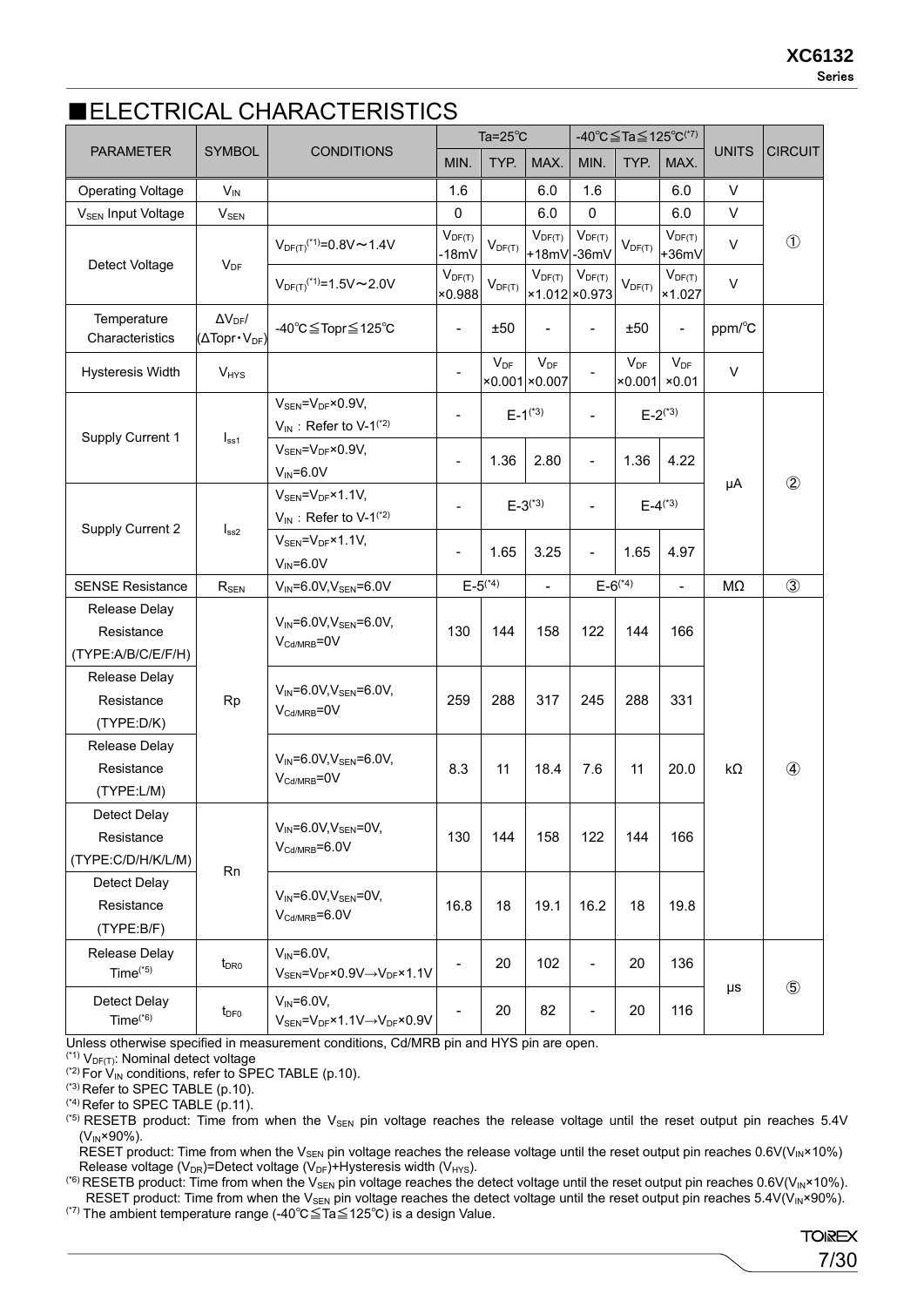## ■ELECTRICAL CHARACTERISTICS

| PARAMETER | SYMBOL | CONDITIONS | Ta=25℃ | | | -40℃≦Ta≦125℃(*7) | | | UNITS | CIRCUIT |
|---|---|---|---|---|---|---|---|---|---|---|
| | | | MIN. | TYP. | MAX. | MIN. | TYP. | MAX. | | |
| Operating Voltage | $V_{IN}$ | | 1.6 | | 6.0 | 1.6 | | 6.0 | V | ① |
| $V_{SEN}$ Input Voltage | $V_{SEN}$ | | 0 | | 6.0 | 0 | | 6.0 | V | ① |
| Detect Voltage | $V_{DF}$ | $V_{DF(T)}$(*1)=0.8V～1.4V | $V_{DF(T)}$ -18mV | $V_{DF(T)}$ | $V_{DF(T)}$ +18mV | $V_{DF(T)}$ -36mV | $V_{DF(T)}$ | $V_{DF(T)}$ +36mV | V | ① |
| | | $V_{DF(T)}$(*1)=1.5V～2.0V | $V_{DF(T)}$ ×0.988 | $V_{DF(T)}$ | $V_{DF(T)}$ ×1.012 | $V_{DF(T)}$ ×0.973 | $V_{DF(T)}$ | $V_{DF(T)}$ ×1.027 | V | ① |
| Temperature Characteristics | $\Delta V_{DF}$/ ($\Delta$Topr・$V_{DF}$) | -40℃≦Topr≦125℃ | - | ±50 | - | - | ±50 | - | ppm/℃ | ① |
| Hysteresis Width | $V_{HYS}$ | | - | $V_{DF}$ ×0.001 | $V_{DF}$ ×0.007 | - | $V_{DF}$ ×0.001 | $V_{DF}$ ×0.01 | V | ① |
| Supply Current 1 | $I_{ss1}$ | $V_{SEN}=V_{DF}$×0.9V, $V_{IN}$ : Refer to V-1(*2) | - | E-1(*3) | | - | E-2(*3) | | μA | ② |
| | | $V_{SEN}=V_{DF}$×0.9V, $V_{IN}$=6.0V | - | 1.36 | 2.80 | - | 1.36 | 4.22 | μA | ② |
| Supply Current 2 | $I_{ss2}$ | $V_{SEN}=V_{DF}$×1.1V, $V_{IN}$ : Refer to V-1(*2) | - | E-3(*3) | | - | E-4(*3) | | μA | ② |
| | | $V_{SEN}=V_{DF}$×1.1V, $V_{IN}$=6.0V | - | 1.65 | 3.25 | - | 1.65 | 4.97 | μA | ② |
| SENSE Resistance | $R_{SEN}$ | $V_{IN}$=6.0V, $V_{SEN}$=6.0V | E-5(*4) | | - | E-6(*4) | | - | MΩ | ③ |
| Release Delay Resistance (TYPE:A/B/C/E/F/H) | Rp | $V_{IN}$=6.0V, $V_{SEN}$=6.0V, $V_{Cd/MRB}$=0V | 130 | 144 | 158 | 122 | 144 | 166 | kΩ | ④ |
| Release Delay Resistance (TYPE:D/K) | Rp | $V_{IN}$=6.0V, $V_{SEN}$=6.0V, $V_{Cd/MRB}$=0V | 259 | 288 | 317 | 245 | 288 | 331 | kΩ | ④ |
| Release Delay Resistance (TYPE:L/M) | Rp | $V_{IN}$=6.0V, $V_{SEN}$=6.0V, $V_{Cd/MRB}$=0V | 8.3 | 11 | 18.4 | 7.6 | 11 | 20.0 | kΩ | ④ |
| Detect Delay Resistance (TYPE:C/D/H/K/L/M) | Rn | $V_{IN}$=6.0V, $V_{SEN}$=0V, $V_{Cd/MRB}$=6.0V | 130 | 144 | 158 | 122 | 144 | 166 | kΩ | ④ |
| Detect Delay Resistance (TYPE:B/F) | Rn | $V_{IN}$=6.0V, $V_{SEN}$=0V, $V_{Cd/MRB}$=6.0V | 16.8 | 18 | 19.1 | 16.2 | 18 | 19.8 | kΩ | ④ |
| Release Delay Time(*5) | $t_{DR0}$ | $V_{IN}$=6.0V, $V_{SEN}=V_{DF}$×0.9V→$V_{DF}$×1.1V | - | 20 | 102 | - | 20 | 136 | μs | ⑤ |
| Detect Delay Time(*6) | $t_{DF0}$ | $V_{IN}$=6.0V, $V_{SEN}=V_{DF}$×1.1V→$V_{DF}$×0.9V | - | 20 | 82 | - | 20 | 116 | μs | ⑤ |

Unless otherwise specified in measurement conditions, Cd/MRB pin and HYS pin are open.

(*1) $V_{DF(T)}$: Nominal detect voltage

(*2) For $V_{IN}$ conditions, refer to SPEC TABLE (p.10).

(*3) Refer to SPEC TABLE (p.10).

(*4) Refer to SPEC TABLE (p.11).

(*5) RESETB product: Time from when the $V_{SEN}$ pin voltage reaches the release voltage until the reset output pin reaches 5.4V ($V_{IN}$×90%).
RESET product: Time from when the $V_{SEN}$ pin voltage reaches the release voltage until the reset output pin reaches 0.6V($V_{IN}$×10%)
Release voltage ($V_{DR}$)=Detect voltage ($V_{DF}$)+Hysteresis width ($V_{HYS}$).

(*6) RESETB product: Time from when the $V_{SEN}$ pin voltage reaches the detect voltage until the reset output pin reaches 0.6V($V_{IN}$×10%).
RESET product: Time from when the $V_{SEN}$ pin voltage reaches the detect voltage until the reset output pin reaches 5.4V($V_{IN}$×90%).

(*7) The ambient temperature range (-40℃≦Ta≦125℃) is a design Value.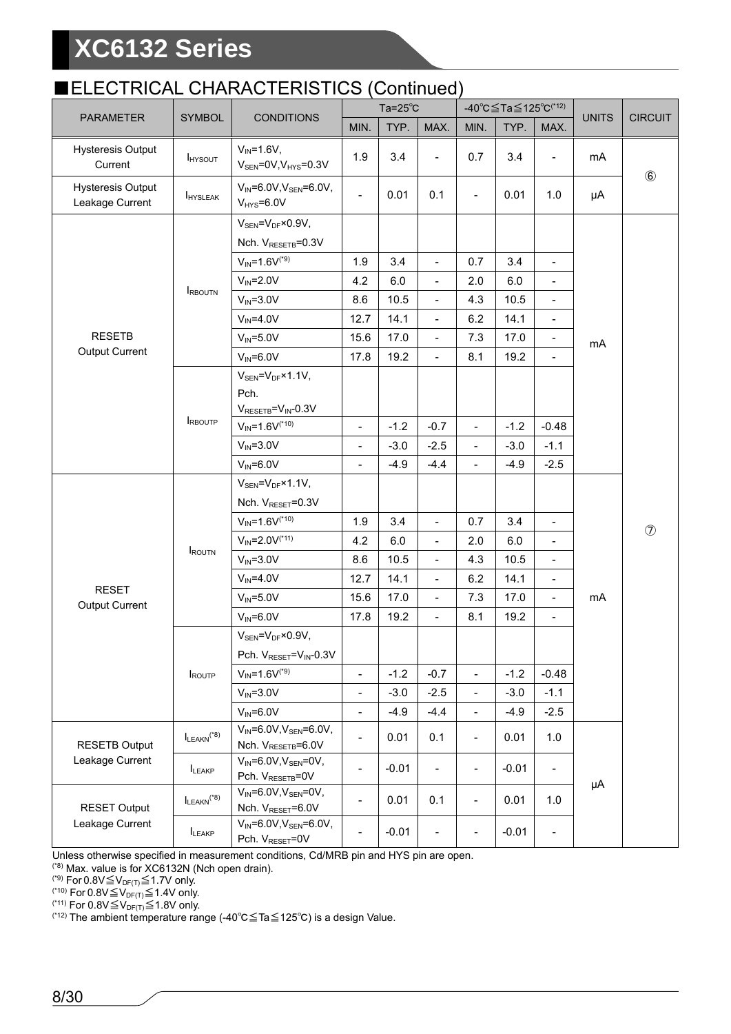## ■ELECTRICAL CHARACTERISTICS (Continued)

| PARAMETER | SYMBOL | CONDITIONS | Ta=25℃ | | | -40℃≦Ta≦125℃(*12) | | | UNITS | CIRCUIT |
|---|---|---|---|---|---|---|---|---|---|---|
| | | | MIN. | TYP. | MAX. | MIN. | TYP. | MAX. | | |
| Hysteresis Output Current | $I_{HYSOUT}$ | $V_{IN}$=1.6V, $V_{SEN}$=0V, $V_{HYS}$=0.3V | 1.9 | 3.4 | - | 0.7 | 3.4 | - | mA | ⑥ |
| Hysteresis Output Leakage Current | $I_{HYSLEAK}$ | $V_{IN}$=6.0V, $V_{SEN}$=6.0V, $V_{HYS}$=6.0V | - | 0.01 | 0.1 | - | 0.01 | 1.0 | μA | ⑥ |
| RESETB Output Current | $I_{RBOUTN}$ | $V_{SEN}$=$V_{DF}$×0.9V, Nch. $V_{RESETB}$=0.3V | | | | | | | mA | ⑦ |
| | | $V_{IN}$=1.6V(*9) | 1.9 | 3.4 | - | 0.7 | 3.4 | - | | |
| | | $V_{IN}$=2.0V | 4.2 | 6.0 | - | 2.0 | 6.0 | - | | |
| | | $V_{IN}$=3.0V | 8.6 | 10.5 | - | 4.3 | 10.5 | - | | |
| | | $V_{IN}$=4.0V | 12.7 | 14.1 | - | 6.2 | 14.1 | - | | |
| | | $V_{IN}$=5.0V | 15.6 | 17.0 | - | 7.3 | 17.0 | - | | |
| | | $V_{IN}$=6.0V | 17.8 | 19.2 | - | 8.1 | 19.2 | - | | |
| | $I_{RBOUTP}$ | $V_{SEN}$=$V_{DF}$×1.1V, Pch. $V_{RESETB}$=$V_{IN}$-0.3V | | | | | | | | |
| | | $V_{IN}$=1.6V(*10) | - | -1.2 | -0.7 | - | -1.2 | -0.48 | | |
| | | $V_{IN}$=3.0V | - | -3.0 | -2.5 | - | -3.0 | -1.1 | | |
| | | $V_{IN}$=6.0V | - | -4.9 | -4.4 | - | -4.9 | -2.5 | | |
| RESET Output Current | $I_{ROUTN}$ | $V_{SEN}$=$V_{DF}$×1.1V, Nch. $V_{RESET}$=0.3V | | | | | | | mA | |
| | | $V_{IN}$=1.6V(*10) | 1.9 | 3.4 | - | 0.7 | 3.4 | - | | |
| | | $V_{IN}$=2.0V(*11) | 4.2 | 6.0 | - | 2.0 | 6.0 | - | | |
| | | $V_{IN}$=3.0V | 8.6 | 10.5 | - | 4.3 | 10.5 | - | | |
| | | $V_{IN}$=4.0V | 12.7 | 14.1 | - | 6.2 | 14.1 | - | | |
| | | $V_{IN}$=5.0V | 15.6 | 17.0 | - | 7.3 | 17.0 | - | | |
| | | $V_{IN}$=6.0V | 17.8 | 19.2 | - | 8.1 | 19.2 | - | | |
| | $I_{ROUTP}$ | $V_{SEN}$=$V_{DF}$×0.9V, Pch. $V_{RESET}$=$V_{IN}$-0.3V | | | | | | | | |
| | | $V_{IN}$=1.6V(*9) | - | -1.2 | -0.7 | - | -1.2 | -0.48 | | |
| | | $V_{IN}$=3.0V | - | -3.0 | -2.5 | - | -3.0 | -1.1 | | |
| | | $V_{IN}$=6.0V | - | -4.9 | -4.4 | - | -4.9 | -2.5 | | |
| RESETB Output Leakage Current | $I_{LEAKN}$(*8) | $V_{IN}$=6.0V, $V_{SEN}$=6.0V, Nch. $V_{RESETB}$=6.0V | - | 0.01 | 0.1 | - | 0.01 | 1.0 | μA | |
| | $I_{LEAKP}$ | $V_{IN}$=6.0V, $V_{SEN}$=0V, Pch. $V_{RESETB}$=0V | - | -0.01 | - | - | -0.01 | - | | |
| RESET Output Leakage Current | $I_{LEAKN}$(*8) | $V_{IN}$=6.0V, $V_{SEN}$=0V, Nch. $V_{RESET}$=6.0V | - | 0.01 | 0.1 | - | 0.01 | 1.0 | | |
| | $I_{LEAKP}$ | $V_{IN}$=6.0V, $V_{SEN}$=6.0V, Pch. $V_{RESET}$=0V | - | -0.01 | - | - | -0.01 | - | | |

Unless otherwise specified in measurement conditions, Cd/MRB pin and HYS pin are open.
(*8) Max. value is for XC6132N (Nch open drain).
(*9) For 0.8V≦$V_{DF(T)}$≦1.7V only.
(*10) For 0.8V≦$V_{DF(T)}$≦1.4V only.
(*11) For 0.8V≦$V_{DF(T)}$≦1.8V only.
(*12) The ambient temperature range (-40℃≦Ta≦125℃) is a design Value.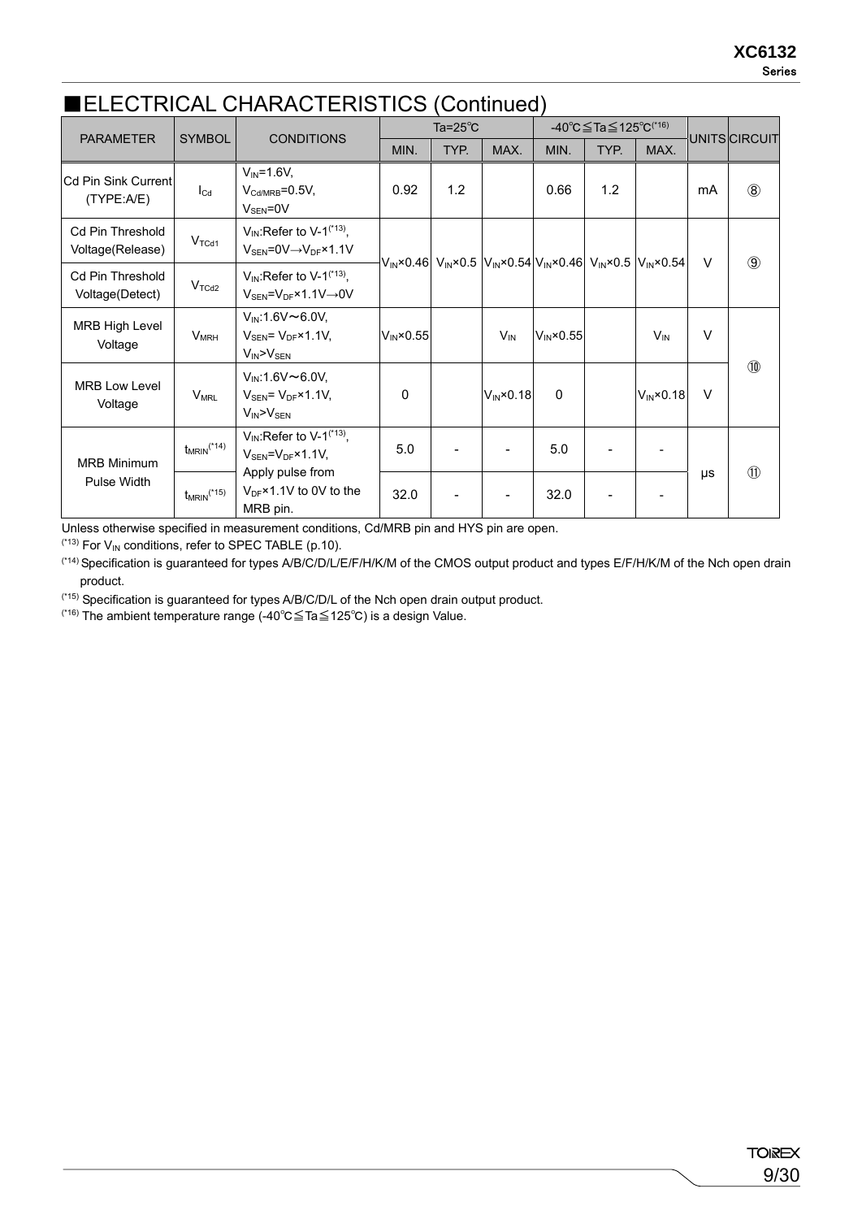## ■ELECTRICAL CHARACTERISTICS (Continued)

| PARAMETER | SYMBOL | CONDITIONS | Ta=25℃ | | | -40℃≦Ta≦125℃(*16) | | | UNITS | CIRCUIT |
|---|---|---|---|---|---|---|---|---|---|---|
| | | | MIN. | TYP. | MAX. | MIN. | TYP. | MAX. | | |
| Cd Pin Sink Current (TYPE:A/E) | $I_{Cd}$ | $V_{IN}$=1.6V, $V_{Cd/MRB}$=0.5V, $V_{SEN}$=0V | 0.92 | 1.2 | | 0.66 | 1.2 | | mA | ⑧ |
| Cd Pin Threshold Voltage(Release) | $V_{TCd1}$ | $V_{IN}$:Refer to V-1(*13), $V_{SEN}$=0V→$V_{DF}$×1.1V | $V_{IN}$×0.46 | $V_{IN}$×0.5 | $V_{IN}$×0.54 | $V_{IN}$×0.46 | $V_{IN}$×0.5 | $V_{IN}$×0.54 | V | ⑨ |
| Cd Pin Threshold Voltage(Detect) | $V_{TCd2}$ | $V_{IN}$:Refer to V-1(*13), $V_{SEN}$=$V_{DF}$×1.1V→0V | | | | | | | | |
| MRB High Level Voltage | $V_{MRH}$ | $V_{IN}$:1.6V～6.0V, $V_{SEN}$= $V_{DF}$×1.1V, $V_{IN}$>$V_{SEN}$ | $V_{IN}$×0.55 | | $V_{IN}$ | $V_{IN}$×0.55 | | $V_{IN}$ | V | ⑩ |
| MRB Low Level Voltage | $V_{MRL}$ | $V_{IN}$:1.6V～6.0V, $V_{SEN}$= $V_{DF}$×1.1V, $V_{IN}$>$V_{SEN}$ | 0 | | $V_{IN}$×0.18 | 0 | | $V_{IN}$×0.18 | V | |
| MRB Minimum Pulse Width | $t_{MRIN}$(*14) | $V_{IN}$:Refer to V-1(*13), $V_{SEN}$=$V_{DF}$×1.1V, Apply pulse from $V_{DF}$×1.1V to 0V to the MRB pin. | 5.0 | - | - | 5.0 | - | - | μs | ⑪ |
| | $t_{MRIN}$(*15) | | 32.0 | - | - | 32.0 | - | - | | |

Unless otherwise specified in measurement conditions, Cd/MRB pin and HYS pin are open.

(*13) For $V_{IN}$ conditions, refer to SPEC TABLE (p.10).

(*14) Specification is guaranteed for types A/B/C/D/L/E/F/H/K/M of the CMOS output product and types E/F/H/K/M of the Nch open drain product.

(*15) Specification is guaranteed for types A/B/C/D/L of the Nch open drain output product.

(*16) The ambient temperature range (-40℃≦Ta≦125℃) is a design Value.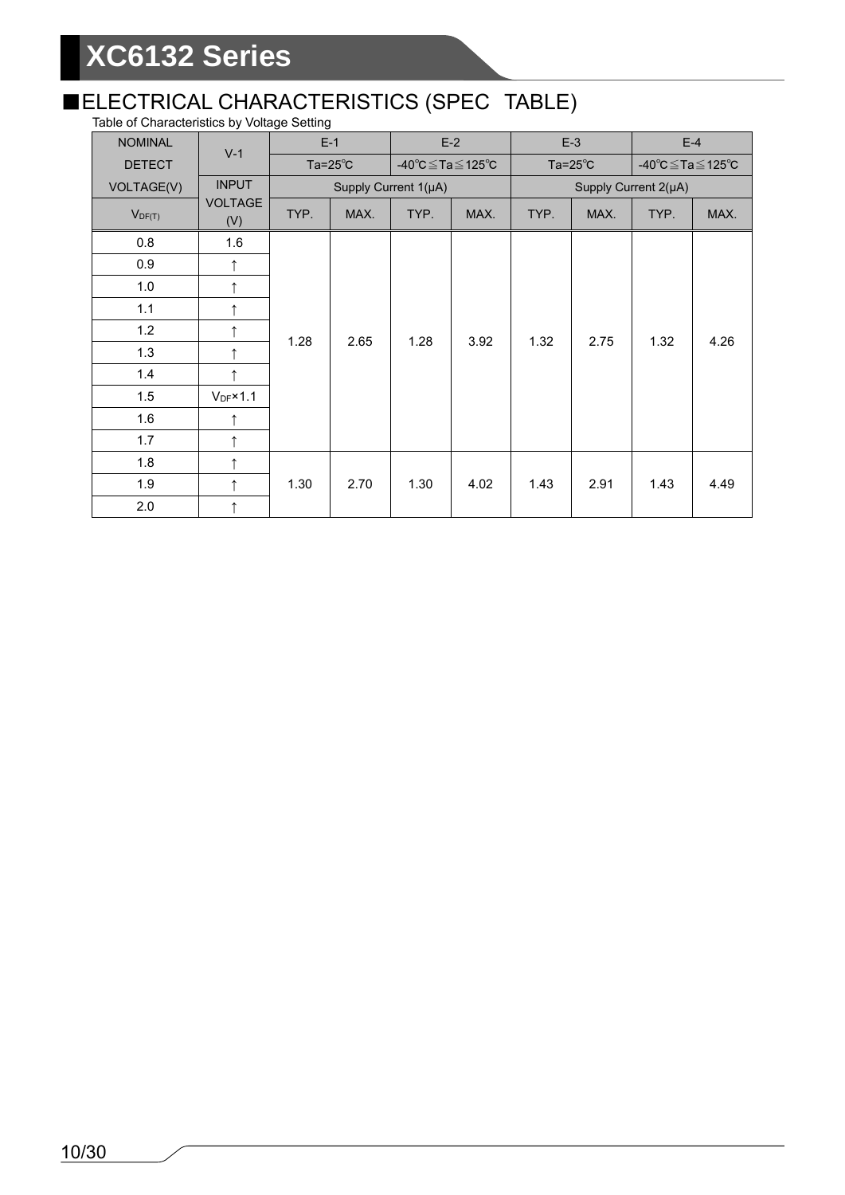## ■ELECTRICAL CHARACTERISTICS (SPEC TABLE)

Table of Characteristics by Voltage Setting

| NOMINAL DETECT VOLTAGE(V) | V-1 | E-1 | | E-2 | | E-3 | | E-4 | |
|---|---|---|---|---|---|---|---|---|---|
| | | Ta=25℃ | | -40℃≦Ta≦125℃ | | Ta=25℃ | | -40℃≦Ta≦125℃ | |
| | INPUT VOLTAGE (V) | Supply Current 1(μA) | | | | Supply Current 2(μA) | | | |
| $V_{DF(T)}$ | | TYP. | MAX. | TYP. | MAX. | TYP. | MAX. | TYP. | MAX. |
| 0.8 | 1.6 | 1.28 | 2.65 | 1.28 | 3.92 | 1.32 | 2.75 | 1.32 | 4.26 |
| 0.9 | ↑ | | | | | | | | |
| 1.0 | ↑ | | | | | | | | |
| 1.1 | ↑ | | | | | | | | |
| 1.2 | ↑ | | | | | | | | |
| 1.3 | ↑ | | | | | | | | |
| 1.4 | ↑ | | | | | | | | |
| 1.5 | $V_{DF}$×1.1 | | | | | | | | |
| 1.6 | ↑ | | | | | | | | |
| 1.7 | ↑ | | | | | | | | |
| 1.8 | ↑ | 1.30 | 2.70 | 1.30 | 4.02 | 1.43 | 2.91 | 1.43 | 4.49 |
| 1.9 | ↑ | | | | | | | | |
| 2.0 | ↑ | | | | | | | | |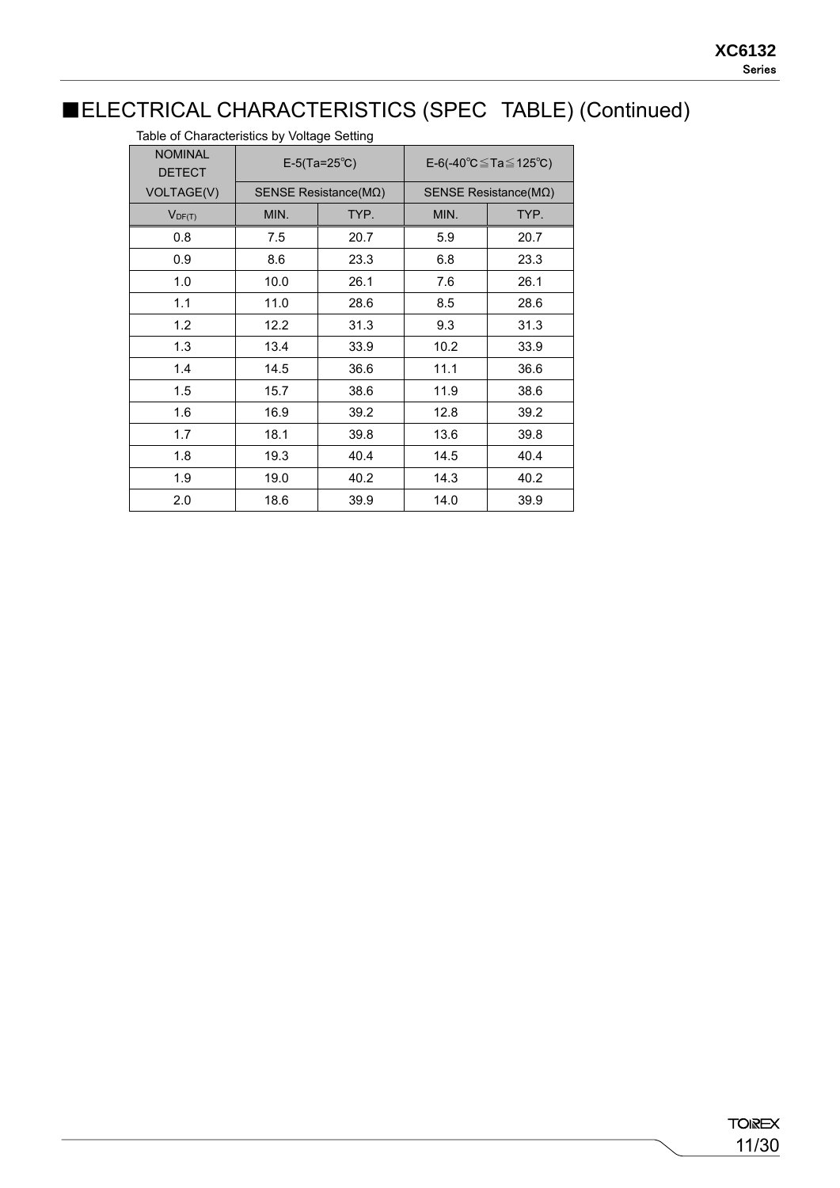## ■ELECTRICAL CHARACTERISTICS (SPEC TABLE) (Continued)

Table of Characteristics by Voltage Setting

| NOMINAL DETECT VOLTAGE(V) | E-5(Ta=25℃) SENSE Resistance(MΩ) | | E-6(-40℃≦Ta≦125℃) SENSE Resistance(MΩ) | |
|---|---|---|---|---|
| $V_{DF(T)}$ | MIN. | TYP. | MIN. | TYP. |
| 0.8 | 7.5 | 20.7 | 5.9 | 20.7 |
| 0.9 | 8.6 | 23.3 | 6.8 | 23.3 |
| 1.0 | 10.0 | 26.1 | 7.6 | 26.1 |
| 1.1 | 11.0 | 28.6 | 8.5 | 28.6 |
| 1.2 | 12.2 | 31.3 | 9.3 | 31.3 |
| 1.3 | 13.4 | 33.9 | 10.2 | 33.9 |
| 1.4 | 14.5 | 36.6 | 11.1 | 36.6 |
| 1.5 | 15.7 | 38.6 | 11.9 | 38.6 |
| 1.6 | 16.9 | 39.2 | 12.8 | 39.2 |
| 1.7 | 18.1 | 39.8 | 13.6 | 39.8 |
| 1.8 | 19.3 | 40.4 | 14.5 | 40.4 |
| 1.9 | 19.0 | 40.2 | 14.3 | 40.2 |
| 2.0 | 18.6 | 39.9 | 14.0 | 39.9 |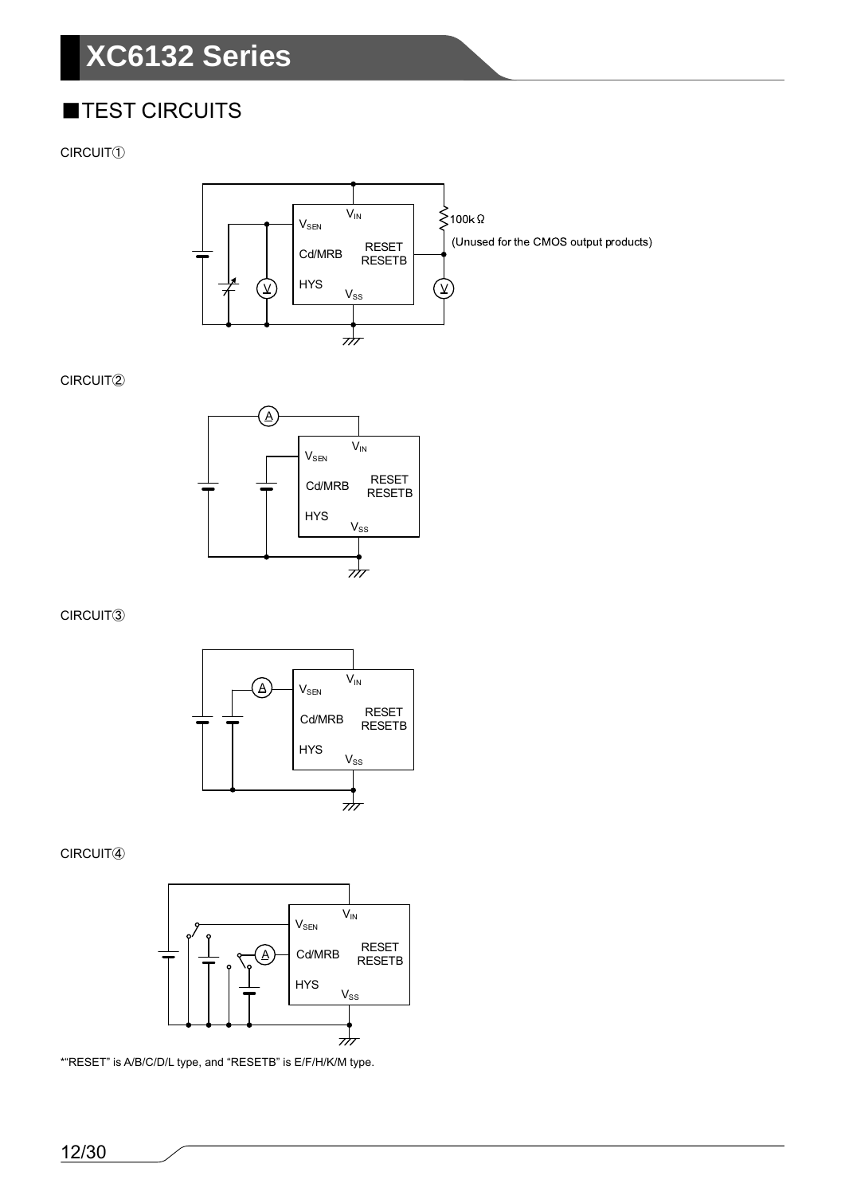## ■TEST CIRCUITS

CIRCUIT①

$V_{IN}$

$V_{SEN}$

Cd/MRB

RESET
RESETB

HYS

$V_{SS}$

100kΩ

(Unused for the CMOS output products)

CIRCUIT②

$V_{IN}$

$V_{SEN}$

Cd/MRB

RESET
RESETB

HYS

$V_{SS}$

CIRCUIT③

$V_{IN}$

$V_{SEN}$

Cd/MRB

RESET
RESETB

HYS

$V_{SS}$

CIRCUIT④

$V_{IN}$

$V_{SEN}$

Cd/MRB

RESET
RESETB

HYS

$V_{SS}$

*"RESET" is A/B/C/D/L type, and "RESETB" is E/F/H/K/M type.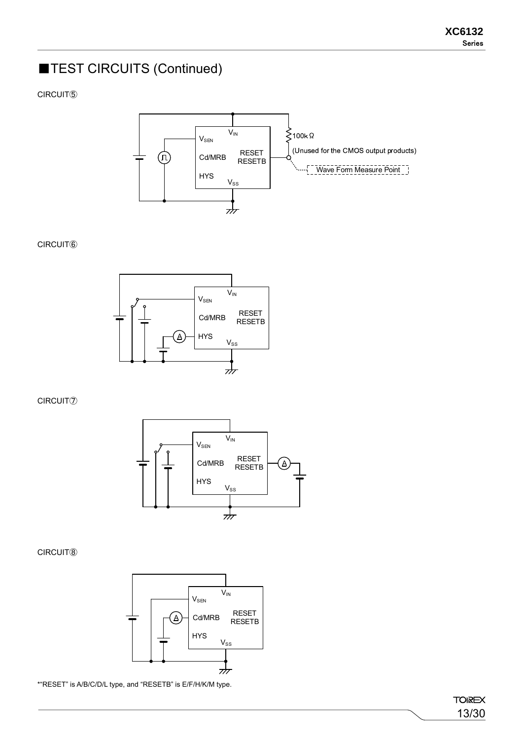## ■TEST CIRCUITS (Continued)

CIRCUIT⑤

$V_{SEN}$ $V_{IN}$ Cd/MRB RESET RESETB HYS $V_{SS}$

100kΩ

(Unused for the CMOS output products)

Wave Form Measure Point

CIRCUIT⑥

$V_{SEN}$ $V_{IN}$ Cd/MRB RESET RESETB HYS $V_{SS}$

CIRCUIT⑦

$V_{SEN}$ $V_{IN}$ Cd/MRB RESET RESETB HYS $V_{SS}$

CIRCUIT⑧

$V_{SEN}$ $V_{IN}$ Cd/MRB RESET RESETB HYS $V_{SS}$

*"RESET" is A/B/C/D/L type, and "RESETB" is E/F/H/K/M type.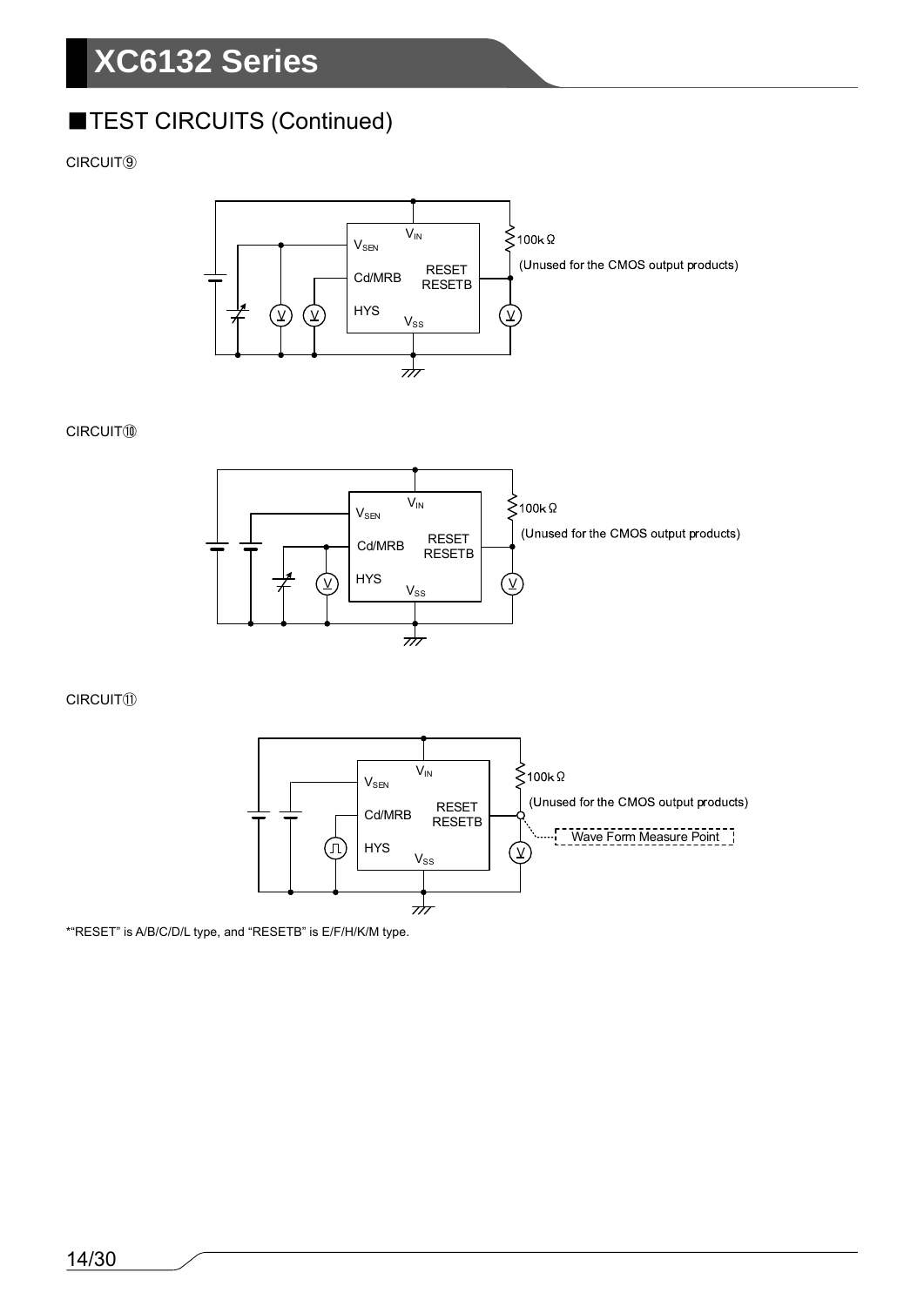## ■TEST CIRCUITS (Continued)

CIRCUIT⑨

$V_{IN}$

$V_{SEN}$

Cd/MRB

HYS

RESET
RESETB

$V_{SS}$

100kΩ

(Unused for the CMOS output products)

CIRCUIT⑩

$V_{IN}$

$V_{SEN}$

Cd/MRB

HYS

RESET
RESETB

$V_{SS}$

100kΩ

(Unused for the CMOS output products)

CIRCUIT⑪

$V_{IN}$

$V_{SEN}$

Cd/MRB

HYS

RESET
RESETB

$V_{SS}$

100kΩ

(Unused for the CMOS output products)

Wave Form Measure Point

*"RESET" is A/B/C/D/L type, and "RESETB" is E/F/H/K/M type.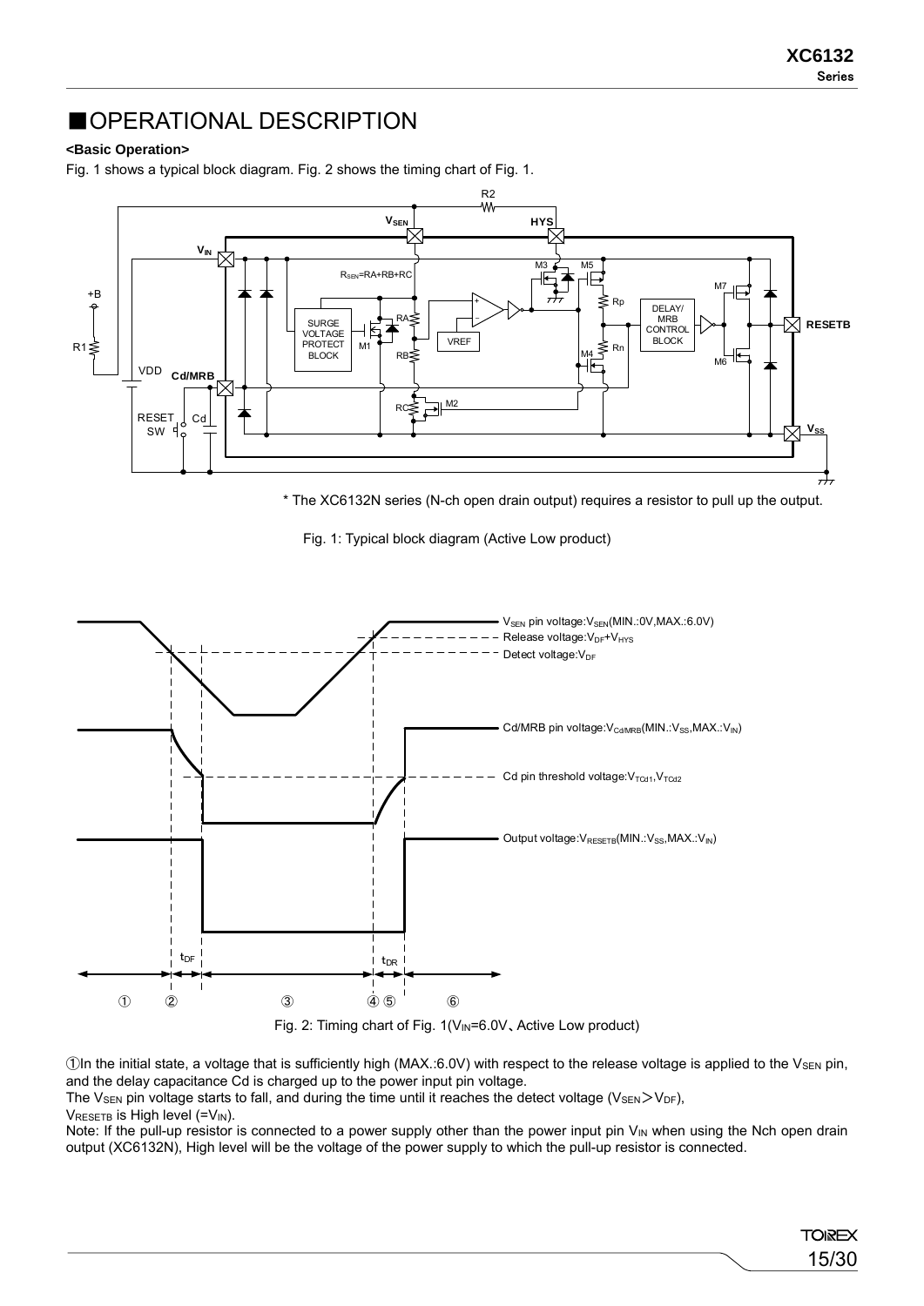# ■OPERATIONAL DESCRIPTION

**<Basic Operation>**

Fig. 1 shows a typical block diagram. Fig. 2 shows the timing chart of Fig. 1.

\* The XC6132N series (N-ch open drain output) requires a resistor to pull up the output.

Fig. 1: Typical block diagram (Active Low product)

Fig. 2: Timing chart of Fig. 1($V_{IN}$=6.0V、Active Low product)

①In the initial state, a voltage that is sufficiently high (MAX.:6.0V) with respect to the release voltage is applied to the $V_{SEN}$ pin, and the delay capacitance Cd is charged up to the power input pin voltage.

The $V_{SEN}$ pin voltage starts to fall, and during the time until it reaches the detect voltage ($V_{SEN} > V_{DF}$),

$V_{RESETB}$ is High level (=$V_{IN}$).

Note: If the pull-up resistor is connected to a power supply other than the power input pin $V_{IN}$ when using the Nch open drain output (XC6132N), High level will be the voltage of the power supply to which the pull-up resistor is connected.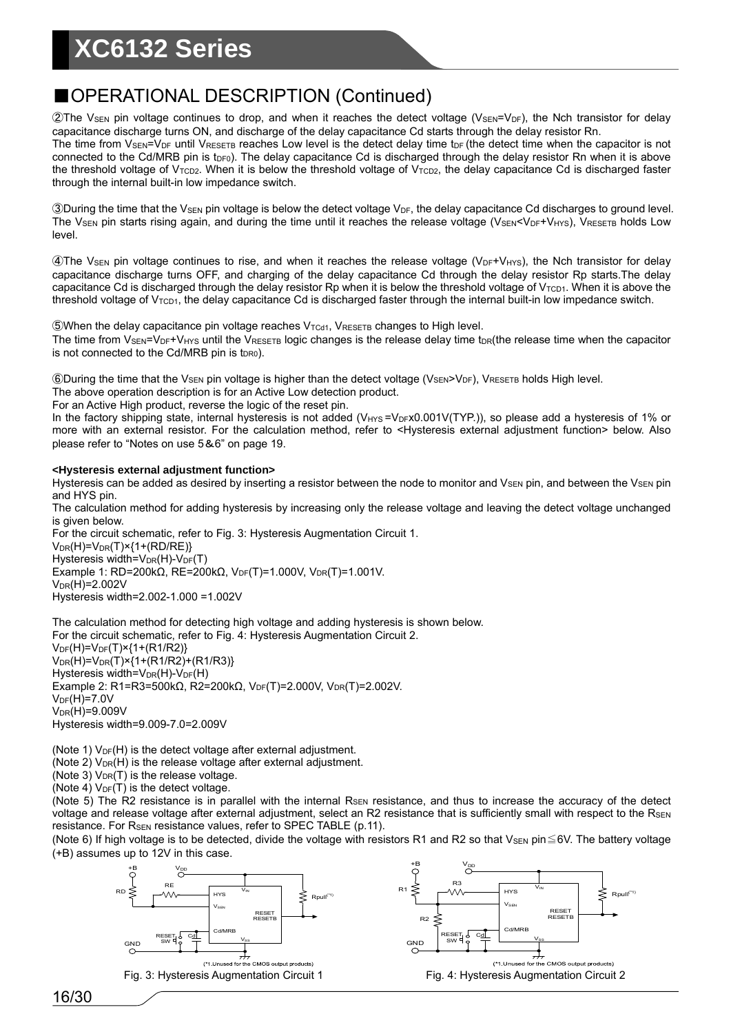## ■OPERATIONAL DESCRIPTION (Continued)

②The $V_{SEN}$ pin voltage continues to drop, and when it reaches the detect voltage ($V_{SEN}$=$V_{DF}$), the Nch transistor for delay capacitance discharge turns ON, and discharge of the delay capacitance Cd starts through the delay resistor Rn.
The time from $V_{SEN}$=$V_{DF}$ until $V_{RESETB}$ reaches Low level is the detect delay time $t_{DF}$ (the detect time when the capacitor is not connected to the Cd/MRB pin is $t_{DF0}$). The delay capacitance Cd is discharged through the delay resistor Rn when it is above the threshold voltage of $V_{TCD2}$. When it is below the threshold voltage of $V_{TCD2}$, the delay capacitance Cd is discharged faster through the internal built-in low impedance switch.

③During the time that the $V_{SEN}$ pin voltage is below the detect voltage $V_{DF}$, the delay capacitance Cd discharges to ground level. The $V_{SEN}$ pin starts rising again, and during the time until it reaches the release voltage ($V_{SEN}$<$V_{DF}$+$V_{HYS}$), $V_{RESETB}$ holds Low level.

④The $V_{SEN}$ pin voltage continues to rise, and when it reaches the release voltage ($V_{DF}$+$V_{HYS}$), the Nch transistor for delay capacitance discharge turns OFF, and charging of the delay capacitance Cd through the delay resistor Rp starts.The delay capacitance Cd is discharged through the delay resistor Rp when it is below the threshold voltage of $V_{TCD1}$. When it is above the threshold voltage of $V_{TCD1}$, the delay capacitance Cd is discharged faster through the internal built-in low impedance switch.

⑤When the delay capacitance pin voltage reaches $V_{TCd1}$, $V_{RESETB}$ changes to High level.
The time from $V_{SEN}$=$V_{DF}$+$V_{HYS}$ until the $V_{RESETB}$ logic changes is the release delay time $t_{DR}$(the release time when the capacitor is not connected to the Cd/MRB pin is $t_{DR0}$).

⑥During the time that the $V_{SEN}$ pin voltage is higher than the detect voltage ($V_{SEN}$>$V_{DF}$), $V_{RESETB}$ holds High level.
The above operation description is for an Active Low detection product.
For an Active High product, reverse the logic of the reset pin.
In the factory shipping state, internal hysteresis is not added ($V_{HYS}$ =$V_{DF}$x0.001V(TYP.)), so please add a hysteresis of 1% or more with an external resistor. For the calculation method, refer to <Hysteresis external adjustment function> below. Also please refer to "Notes on use 5&6" on page 19.

**<Hysteresis external adjustment function>**
Hysteresis can be added as desired by inserting a resistor between the node to monitor and $V_{SEN}$ pin, and between the $V_{SEN}$ pin and HYS pin.
The calculation method for adding hysteresis by increasing only the release voltage and leaving the detect voltage unchanged is given below.
For the circuit schematic, refer to Fig. 3: Hysteresis Augmentation Circuit 1.
$V_{DR}(H)=V_{DR}(T)\times\{1+(RD/RE)\}$
Hysteresis width=$V_{DR}(H)-V_{DF}(T)$
Example 1: RD=200kΩ, RE=200kΩ, $V_{DF}(T)$=1.000V, $V_{DR}(T)$=1.001V.
$V_{DR}(H)$=2.002V
Hysteresis width=2.002-1.000 =1.002V

The calculation method for detecting high voltage and adding hysteresis is shown below.
For the circuit schematic, refer to Fig. 4: Hysteresis Augmentation Circuit 2.
$V_{DF}(H)=V_{DF}(T)\times\{1+(R1/R2)\}$
$V_{DR}(H)=V_{DR}(T)\times\{1+(R1/R2)+(R1/R3)\}$
Hysteresis width=$V_{DR}(H)-V_{DF}(H)$
Example 2: R1=R3=500kΩ, R2=200kΩ, $V_{DF}(T)$=2.000V, $V_{DR}(T)$=2.002V.
$V_{DF}(H)$=7.0V
$V_{DR}(H)$=9.009V
Hysteresis width=9.009-7.0=2.009V

(Note 1) $V_{DF}(H)$ is the detect voltage after external adjustment.
(Note 2) $V_{DR}(H)$ is the release voltage after external adjustment.
(Note 3) $V_{DR}(T)$ is the release voltage.
(Note 4) $V_{DF}(T)$ is the detect voltage.
(Note 5) The R2 resistance is in parallel with the internal $R_{SEN}$ resistance, and thus to increase the accuracy of the detect voltage and release voltage after external adjustment, select an R2 resistance that is sufficiently small with respect to the $R_{SEN}$ resistance. For $R_{SEN}$ resistance values, refer to SPEC TABLE (p.11).
(Note 6) If high voltage is to be detected, divide the voltage with resistors R1 and R2 so that $V_{SEN}$ pin≦6V. The battery voltage (+B) assumes up to 12V in this case.

(*1.Unused for the CMOS output products)
Fig. 3: Hysteresis Augmentation Circuit 1

(*1.Unused for the CMOS output products)
Fig. 4: Hysteresis Augmentation Circuit 2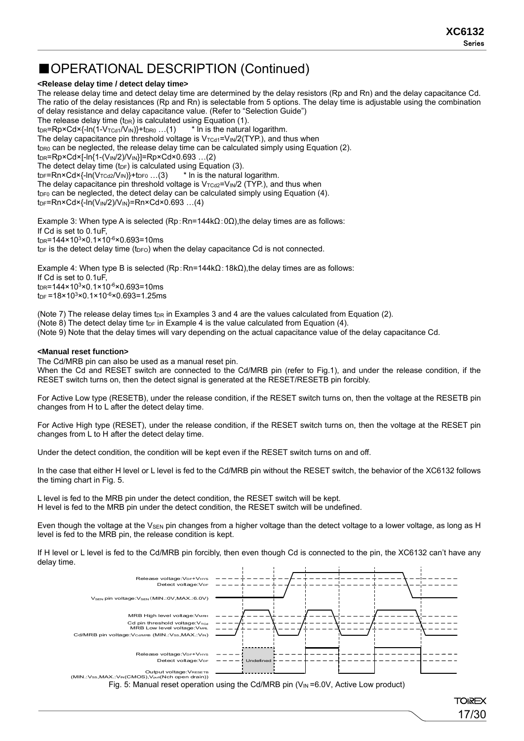## ■OPERATIONAL DESCRIPTION (Continued)

**<Release delay time / detect delay time>**

The release delay time and detect delay time are determined by the delay resistors (Rp and Rn) and the delay capacitance Cd. The ratio of the delay resistances (Rp and Rn) is selectable from 5 options. The delay time is adjustable using the combination of delay resistance and delay capacitance value. (Refer to "Selection Guide")

The release delay time ($t_{DR}$) is calculated using Equation (1).

$t_{DR}=Rp\times Cd\times\{-\ln(1-V_{TCd1}/V_{IN})\}+t_{DR0}$ …(1) * ln is the natural logarithm.

The delay capacitance pin threshold voltage is $V_{TCd1}=V_{IN}/2$(TYP.), and thus when $t_{DR0}$ can be neglected, the release delay time can be calculated simply using Equation (2).

$t_{DR}=Rp\times Cd\times[-\ln\{1-(V_{IN}/2)/V_{IN}\}]=Rp\times Cd\times 0.693$ …(2)

The detect delay time ($t_{DF}$) is calculated using Equation (3).

$t_{DF}=Rn\times Cd\times\{-\ln(V_{TCd2}/V_{IN})\}+t_{DF0}$ …(3) * ln is the natural logarithm.

The delay capacitance pin threshold voltage is $V_{TCd2}=V_{IN}/2$ (TYP.), and thus when $t_{DF0}$ can be neglected, the detect delay can be calculated simply using Equation (4).

$t_{DF}=Rn\times Cd\times\{-\ln(V_{IN}/2)/V_{IN}\}=Rn\times Cd\times 0.693$ …(4)

Example 3: When type A is selected (Rp：Rn=144kΩ：0Ω),the delay times are as follows:
If Cd is set to 0.1uF,
$t_{DR}=144\times 10^3\times 0.1\times 10^{-6}\times 0.693=10ms$
$t_{DF}$ is the detect delay time ($t_{DF0}$) when the delay capacitance Cd is not connected.

Example 4: When type B is selected (Rp：Rn=144kΩ：18kΩ),the delay times are as follows:
If Cd is set to 0.1uF,
$t_{DR}=144\times 10^3\times 0.1\times 10^{-6}\times 0.693=10ms$
$t_{DF}=18\times 10^3\times 0.1\times 10^{-6}\times 0.693=1.25ms$

(Note 7) The release delay times $t_{DR}$ in Examples 3 and 4 are the values calculated from Equation (2).
(Note 8) The detect delay time $t_{DF}$ in Example 4 is the value calculated from Equation (4).
(Note 9) Note that the delay times will vary depending on the actual capacitance value of the delay capacitance Cd.

**<Manual reset function>**

The Cd/MRB pin can also be used as a manual reset pin.
When the Cd and RESET switch are connected to the Cd/MRB pin (refer to Fig.1), and under the release condition, if the RESET switch turns on, then the detect signal is generated at the RESET/RESETB pin forcibly.

For Active Low type (RESETB), under the release condition, if the RESET switch turns on, then the voltage at the RESETB pin changes from H to L after the detect delay time.

For Active High type (RESET), under the release condition, if the RESET switch turns on, then the voltage at the RESET pin changes from L to H after the detect delay time.

Under the detect condition, the condition will be kept even if the RESET switch turns on and off.

In the case that either H level or L level is fed to the Cd/MRB pin without the RESET switch, the behavior of the XC6132 follows the timing chart in Fig. 5.

L level is fed to the MRB pin under the detect condition, the RESET switch will be kept.
H level is fed to the MRB pin under the detect condition, the RESET switch will be undefined.

Even though the voltage at the $V_{SEN}$ pin changes from a higher voltage than the detect voltage to a lower voltage, as long as H level is fed to the MRB pin, the release condition is kept.

If H level or L level is fed to the Cd/MRB pin forcibly, then even though Cd is connected to the pin, the XC6132 can't have any delay time.

Release voltage:$V_{DF}+V_{HYS}$
Detect voltage:$V_{DF}$
$V_{SEN}$ pin voltage:$V_{SEN}$ (MIN.:0V,MAX.:6.0V)
MRB High level voltage:$V_{MRH}$
Cd pin threshold voltage:$V_{TCd}$
MRB Low level voltage:$V_{MRL}$
Cd/MRB pin voltage:$V_{Cd/MRB}$ (MIN.:$V_{SS}$,MAX.:$V_{IN}$)
Release voltage:$V_{DF}+V_{HYS}$
Detect voltage:$V_{DF}$
Undefined
Output voltage:$V_{RESETB}$
(MIN.:$V_{SS}$,MAX.:$V_{IN}$(CMOS),$V_{pull}$(Nch open drain))

Fig. 5: Manual reset operation using the Cd/MRB pin ($V_{IN}$ =6.0V, Active Low product)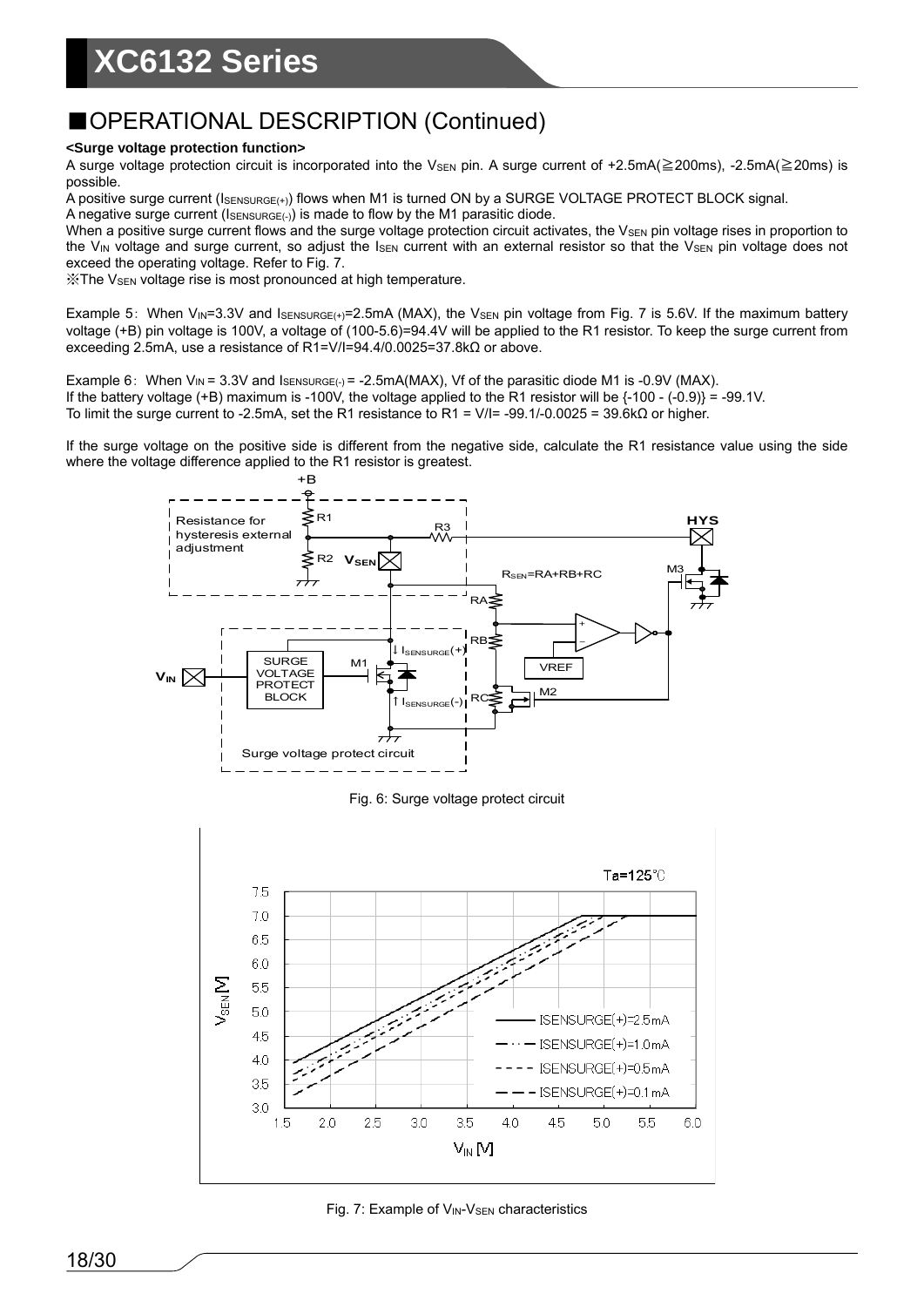## ■OPERATIONAL DESCRIPTION (Continued)

**<Surge voltage protection function>**

A surge voltage protection circuit is incorporated into the $V_{SEN}$ pin. A surge current of +2.5mA(≧200ms), -2.5mA(≧20ms) is possible.

A positive surge current ($I_{SENSURGE(+)}$) flows when M1 is turned ON by a SURGE VOLTAGE PROTECT BLOCK signal.

A negative surge current ($I_{SENSURGE(-)}$) is made to flow by the M1 parasitic diode.

When a positive surge current flows and the surge voltage protection circuit activates, the $V_{SEN}$ pin voltage rises in proportion to the $V_{IN}$ voltage and surge current, so adjust the $I_{SEN}$ current with an external resistor so that the $V_{SEN}$ pin voltage does not exceed the operating voltage. Refer to Fig. 7.

※The $V_{SEN}$ voltage rise is most pronounced at high temperature.

Example 5：When $V_{IN}$=3.3V and $I_{SENSURGE(+)}$=2.5mA (MAX), the $V_{SEN}$ pin voltage from Fig. 7 is 5.6V. If the maximum battery voltage (+B) pin voltage is 100V, a voltage of (100-5.6)=94.4V will be applied to the R1 resistor. To keep the surge current from exceeding 2.5mA, use a resistance of R1=V/I=94.4/0.0025=37.8kΩ or above.

Example 6：When $V_{IN}$ = 3.3V and $I_{SENSURGE(-)}$ = -2.5mA(MAX), Vf of the parasitic diode M1 is -0.9V (MAX).
If the battery voltage (+B) maximum is -100V, the voltage applied to the R1 resistor will be {-100 - (-0.9)} = -99.1V.
To limit the surge current to -2.5mA, set the R1 resistance to R1 = V/I= -99.1/-0.0025 = 39.6kΩ or higher.

If the surge voltage on the positive side is different from the negative side, calculate the R1 resistance value using the side where the voltage difference applied to the R1 resistor is greatest.

Fig. 6: Surge voltage protect circuit

Fig. 7: Example of $V_{IN}$-$V_{SEN}$ characteristics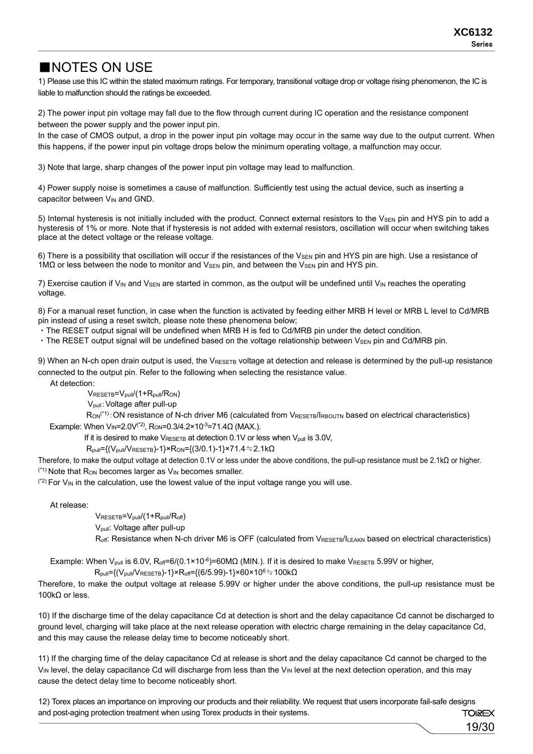# ■NOTES ON USE

1) Please use this IC within the stated maximum ratings. For temporary, transitional voltage drop or voltage rising phenomenon, the IC is liable to malfunction should the ratings be exceeded.

2) The power input pin voltage may fall due to the flow through current during IC operation and the resistance component between the power supply and the power input pin.
In the case of CMOS output, a drop in the power input pin voltage may occur in the same way due to the output current. When this happens, if the power input pin voltage drops below the minimum operating voltage, a malfunction may occur.

3) Note that large, sharp changes of the power input pin voltage may lead to malfunction.

4) Power supply noise is sometimes a cause of malfunction. Sufficiently test using the actual device, such as inserting a capacitor between $V_{IN}$ and GND.

5) Internal hysteresis is not initially included with the product. Connect external resistors to the $V_{SEN}$ pin and HYS pin to add a hysteresis of 1% or more. Note that if hysteresis is not added with external resistors, oscillation will occur when switching takes place at the detect voltage or the release voltage.

6) There is a possibility that oscillation will occur if the resistances of the $V_{SEN}$ pin and HYS pin are high. Use a resistance of 1MΩ or less between the node to monitor and $V_{SEN}$ pin, and between the $V_{SEN}$ pin and HYS pin.

7) Exercise caution if $V_{IN}$ and $V_{SEN}$ are started in common, as the output will be undefined until $V_{IN}$ reaches the operating voltage.

8) For a manual reset function, in case when the function is activated by feeding either MRB H level or MRB L level to Cd/MRB pin instead of using a reset switch, please note these phenomena below;

・The RESET output signal will be undefined when MRB H is fed to Cd/MRB pin under the detect condition.
・The RESET output signal will be undefined based on the voltage relationship between $V_{SEN}$ pin and Cd/MRB pin.

9) When an N-ch open drain output is used, the $V_{RESETB}$ voltage at detection and release is determined by the pull-up resistance connected to the output pin. Refer to the following when selecting the resistance value.

At detection:

$V_{RESETB}=V_{pull}/(1+R_{pull}/R_{ON})$

$V_{pull}$ : Voltage after pull-up

$R_{ON}$(*1) : ON resistance of N-ch driver M6 (calculated from $V_{RESETB}/I_{RBOUTN}$ based on electrical characteristics)

Example: When $V_{IN}$=2.0V(*2), $R_{ON}=0.3/4.2\times10^{-3}=71.4\Omega$ (MAX.).

If it is desired to make $V_{RESETB}$ at detection 0.1V or less when $V_{pull}$ is 3.0V,

$R_{pull}=\{(V_{pull}/V_{RESETB})-1\}\times R_{ON}=\{(3/0.1)-1\}\times71.4\fallingdotseq2.1\text{k}\Omega$

Therefore, to make the output voltage at detection 0.1V or less under the above conditions, the pull-up resistance must be 2.1kΩ or higher.

(*1) Note that $R_{ON}$ becomes larger as $V_{IN}$ becomes smaller.

(*2) For $V_{IN}$ in the calculation, use the lowest value of the input voltage range you will use.

At release:

$V_{RESETB}=V_{pull}/(1+R_{pull}/R_{off})$

$V_{pull}$: Voltage after pull-up

$R_{off}$: Resistance when N-ch driver M6 is OFF (calculated from $V_{RESETB}/I_{LEAKN}$ based on electrical characteristics)

Example: When $V_{pull}$ is 6.0V, $R_{off}=6/(0.1\times10^{-6})=60\text{M}\Omega$ (MIN.). If it is desired to make $V_{RESETB}$ 5.99V or higher,

$R_{pull}=\{(V_{pull}/V_{RESETB})-1\}\times R_{off}=\{(6/5.99)-1\}\times60\times10^{6}\fallingdotseq100\text{k}\Omega$

Therefore, to make the output voltage at release 5.99V or higher under the above conditions, the pull-up resistance must be 100kΩ or less.

10) If the discharge time of the delay capacitance Cd at detection is short and the delay capacitance Cd cannot be discharged to ground level, charging will take place at the next release operation with electric charge remaining in the delay capacitance Cd, and this may cause the release delay time to become noticeably short.

11) If the charging time of the delay capacitance Cd at release is short and the delay capacitance Cd cannot be charged to the $V_{IN}$ level, the delay capacitance Cd will discharge from less than the $V_{IN}$ level at the next detection operation, and this may cause the detect delay time to become noticeably short.

12) Torex places an importance on improving our products and their reliability. We request that users incorporate fail-safe designs and post-aging protection treatment when using Torex products in their systems.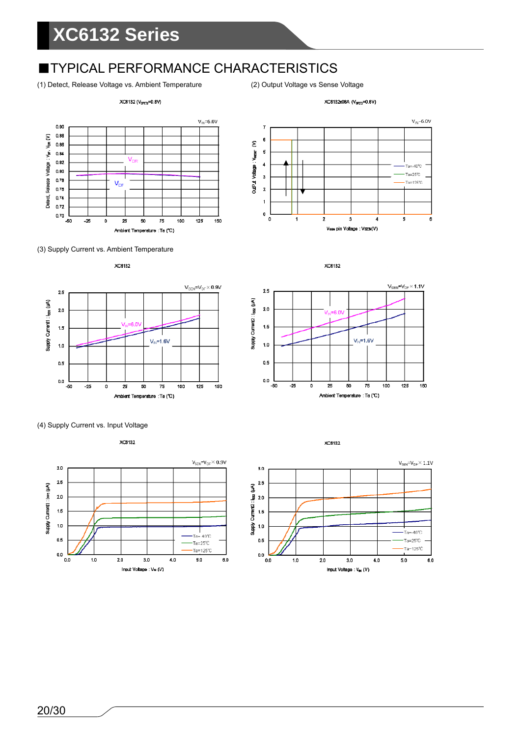# XC6132 Series

## ■TYPICAL PERFORMANCE CHARACTERISTICS

(1) Detect, Release Voltage vs. Ambient Temperature

(2) Output Voltage vs Sense Voltage

(3) Supply Current vs. Ambient Temperature

(4) Supply Current vs. Input Voltage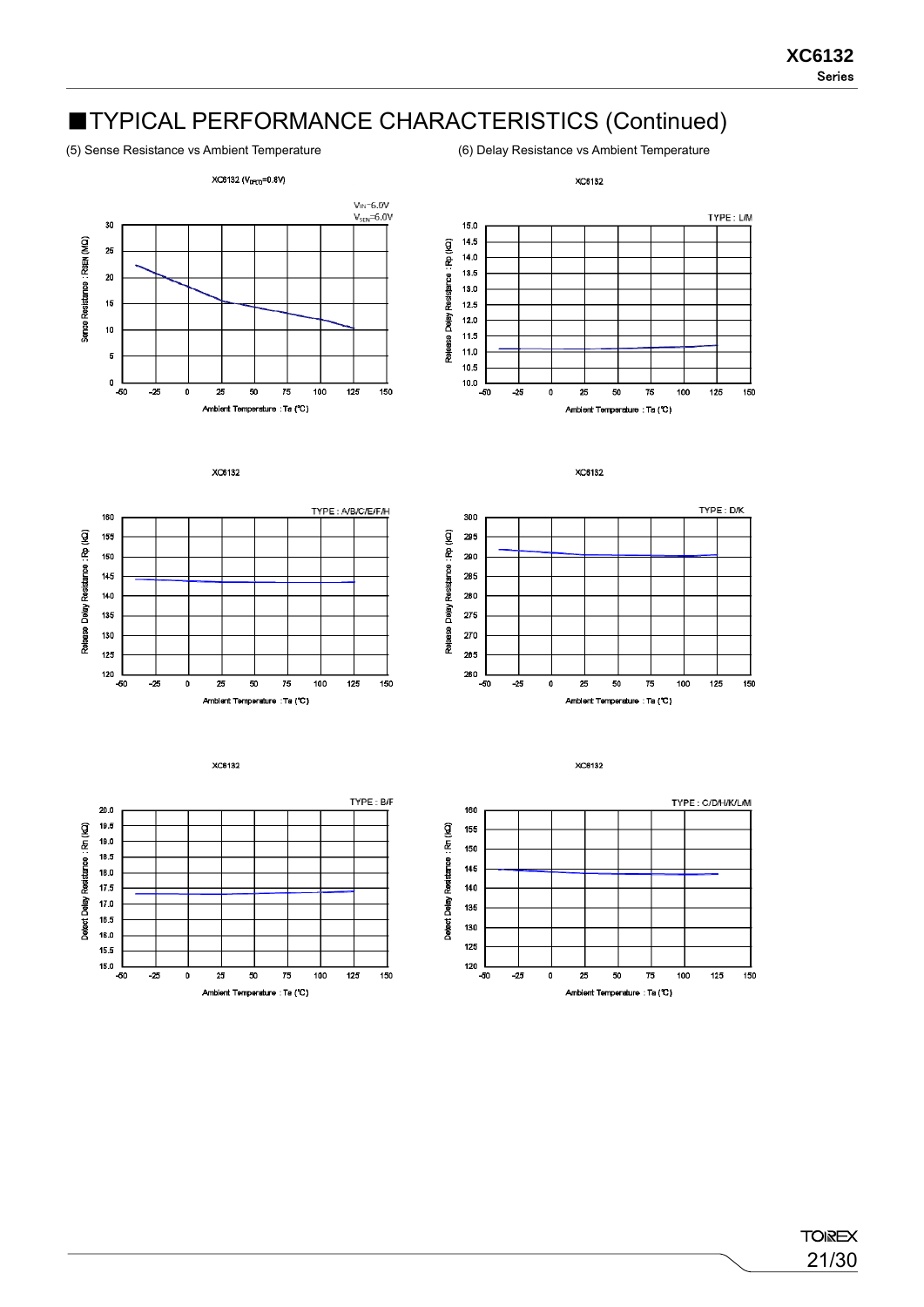## ■TYPICAL PERFORMANCE CHARACTERISTICS (Continued)

(5) Sense Resistance vs Ambient Temperature

(6) Delay Resistance vs Ambient Temperature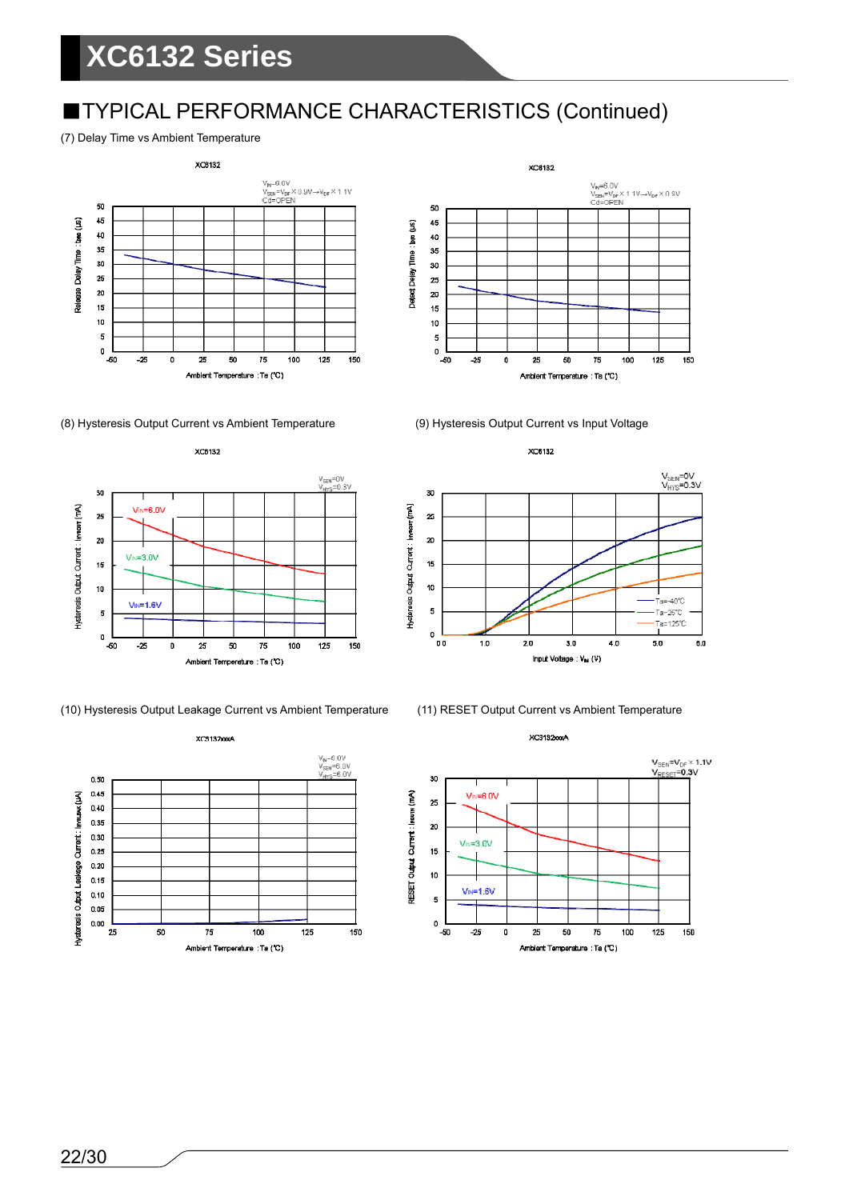## ■TYPICAL PERFORMANCE CHARACTERISTICS (Continued)

(7) Delay Time vs Ambient Temperature

XC6132

$V_{IN}$=6.0V
$V_{SEN}$=$V_{DF}$×0.9V→$V_{DF}$×1.1V
Cd=OPEN

Release Delay Time : $t_{DR}$ (μs)

Ambient Temperature : Ta (℃)

XC6132

$V_{IN}$=6.0V
$V_{SEN}$=$V_{DF}$×1.1V→$V_{DF}$×0.9V
Cd=OPEN

Detect Delay Time : $t_{DF}$ (μs)

Ambient Temperature : Ta (℃)

(8) Hysteresis Output Current vs Ambient Temperature

XC6132

$V_{SEN}$=0V
$V_{HYS}$=0.3V

$V_{IN}$=6.0V
$V_{IN}$=3.0V
$V_{IN}$=1.6V

Hysteresis Output Current : $I_{HYSOUT}$ (mA)

Ambient Temperature : Ta (℃)

(9) Hysteresis Output Current vs Input Voltage

XC6132

$V_{SEN}$=0V
$V_{HYS}$=0.3V

Ta=-40℃
Ta=25℃
Ta=125℃

Hysteresis Output Current : $I_{HYSOUT}$ (mA)

Input Voltage : $V_{IN}$ (V)

(10) Hysteresis Output Leakage Current vs Ambient Temperature

XC6132xxxA

$V_{IN}$=6.0V
$V_{SEN}$=6.0V
$V_{HYS}$=6.0V

Hysteresis Output Leakage Current : $I_{HYSLEAK}$ (μA)

Ambient Temperature : Ta (℃)

(11) RESET Output Current vs Ambient Temperature

XC6132xxxA

$V_{SEN}$=$V_{DF}$×1.1V
$V_{RESET}$=0.3V

$V_{IN}$=6.0V
$V_{IN}$=3.0V
$V_{IN}$=1.6V

RESET Output Current : $I_{RBOUT}$ (mA)

Ambient Temperature : Ta (℃)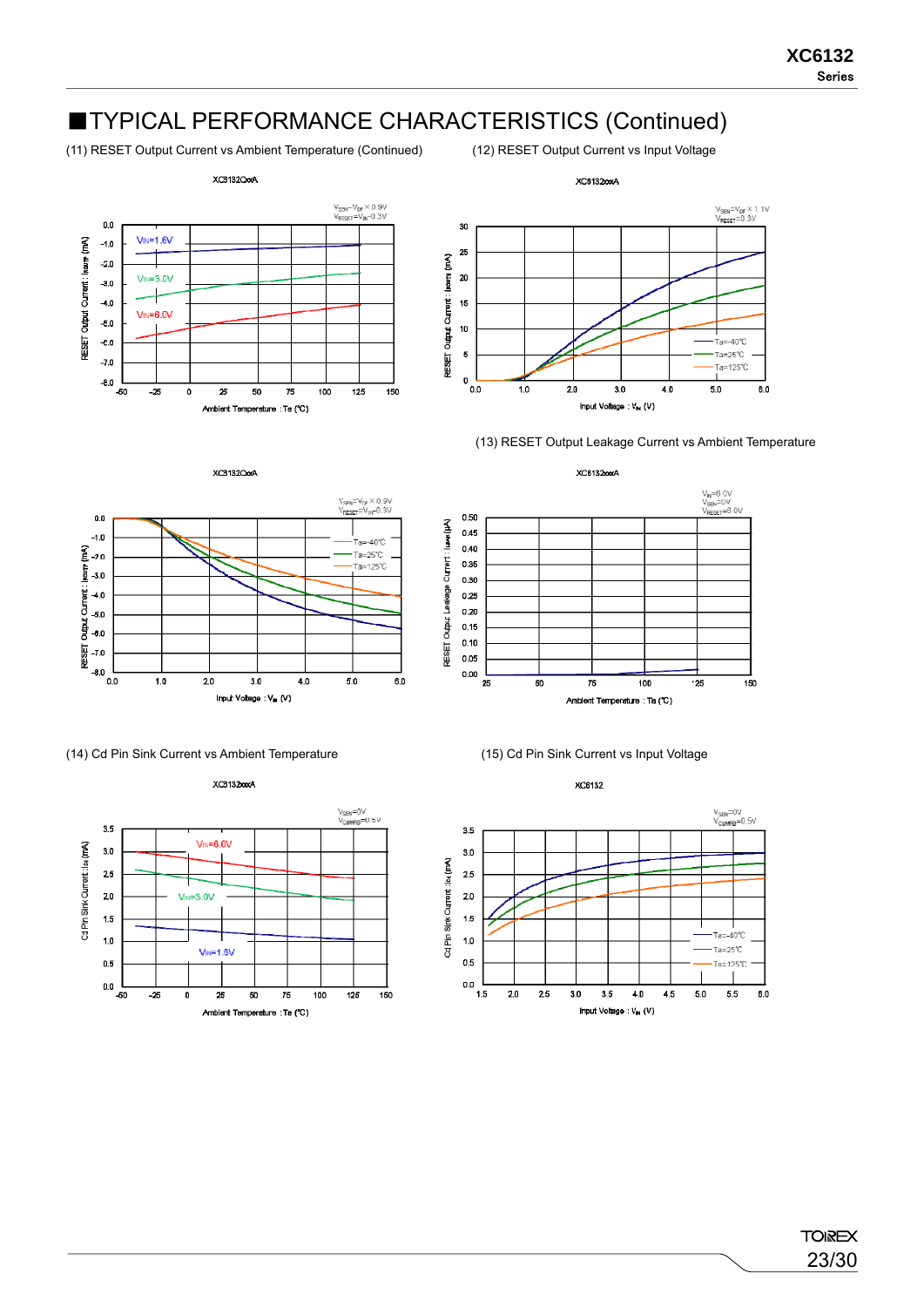## ■TYPICAL PERFORMANCE CHARACTERISTICS (Continued)

(11) RESET Output Current vs Ambient Temperature (Continued)

XC6132CxxA

$V_{SEN}=V_{DF}\times 0.9V$
$V_{RESET}=V_{IN}-0.3V$

RESET Output Current : $I_{RBOUT}$ (mA)

Ambient Temperature : Ta (℃)

$V_{IN}$=1.6V, $V_{IN}$=3.0V, $V_{IN}$=6.0V

(12) RESET Output Current vs Input Voltage

XC6132xxxA

$V_{SEN}=V_{DF}\times 1.1V$
$V_{RESET}=0.3V$

RESET Output Current : $I_{RBOUT}$ (mA)

Input Voltage : $V_{IN}$ (V)

Ta=-40℃, Ta=25℃, Ta=125℃

XC6132CxxA

$V_{SEN}=V_{DF}\times 0.9V$
$V_{RESET}=V_{IN}-0.3V$

RESET Output Current : $I_{RBOUT}$ (mA)

Input Voltage : $V_{IN}$ (V)

Ta=-40℃, Ta=25℃, Ta=125℃

(13) RESET Output Leakage Current vs Ambient Temperature

XC6132xxxA

$V_{IN}$=6.0V
$V_{SEN}$=0V
$V_{RESET}$=6.0V

RESET Output Leakage Current : $I_{LEAK}$ (μA)

Ambient Temperature : Ta (℃)

(14) Cd Pin Sink Current vs Ambient Temperature

XC6132xxxA

$V_{SEN}$=0V
$V_{CdMRB}$=0.5V

Cd Pin Sink Current : $I_{Cd}$ (mA)

Ambient Temperature : Ta (℃)

$V_{IN}$=6.0V, $V_{IN}$=3.0V, $V_{IN}$=1.6V

(15) Cd Pin Sink Current vs Input Voltage

XC6132

$V_{SEN}$=0V
$V_{CdMRB}$=0.5V

Cd Pin Sink Current : $I_{Cd}$ (mA)

Input Voltage : $V_{IN}$ (V)

Ta=-40℃, Ta=25℃, Ta=125℃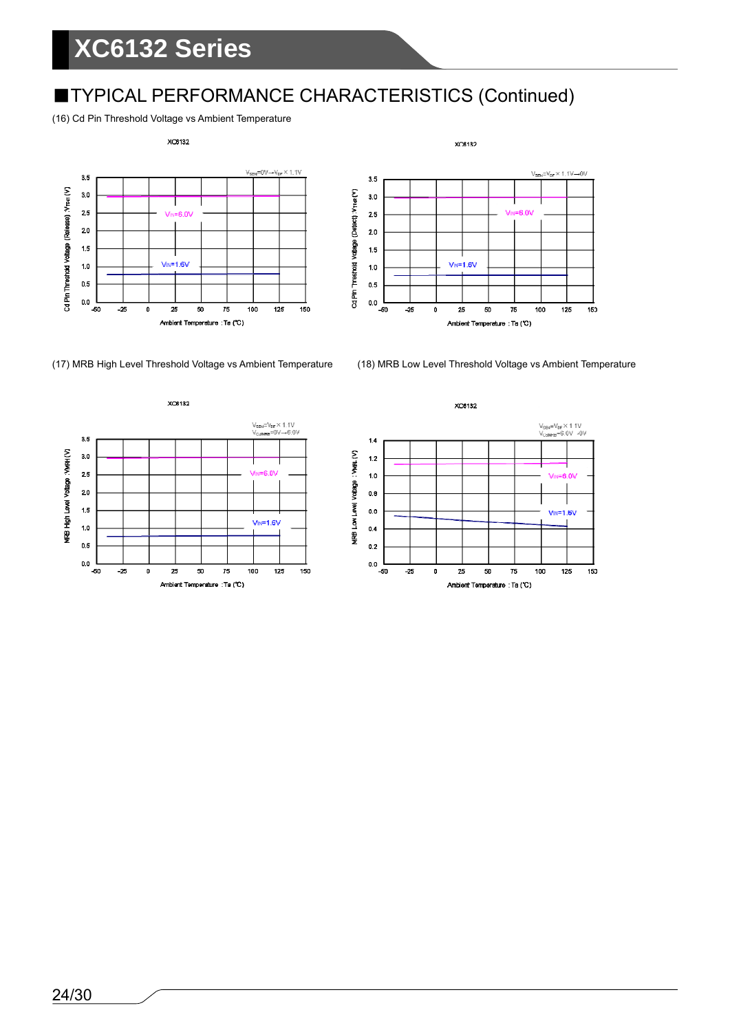## ■TYPICAL PERFORMANCE CHARACTERISTICS (Continued)

(16) Cd Pin Threshold Voltage vs Ambient Temperature

(17) MRB High Level Threshold Voltage vs Ambient Temperature

(18) MRB Low Level Threshold Voltage vs Ambient Temperature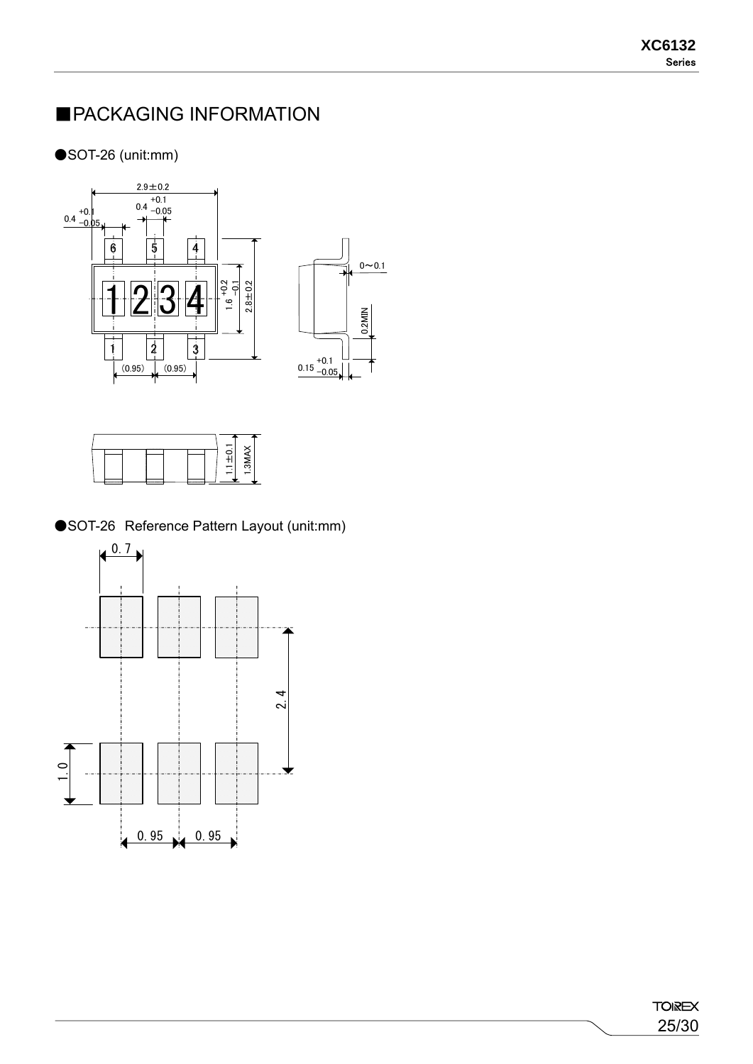# ■PACKAGING INFORMATION

●SOT-26 (unit:mm)

●SOT-26 Reference Pattern Layout (unit:mm)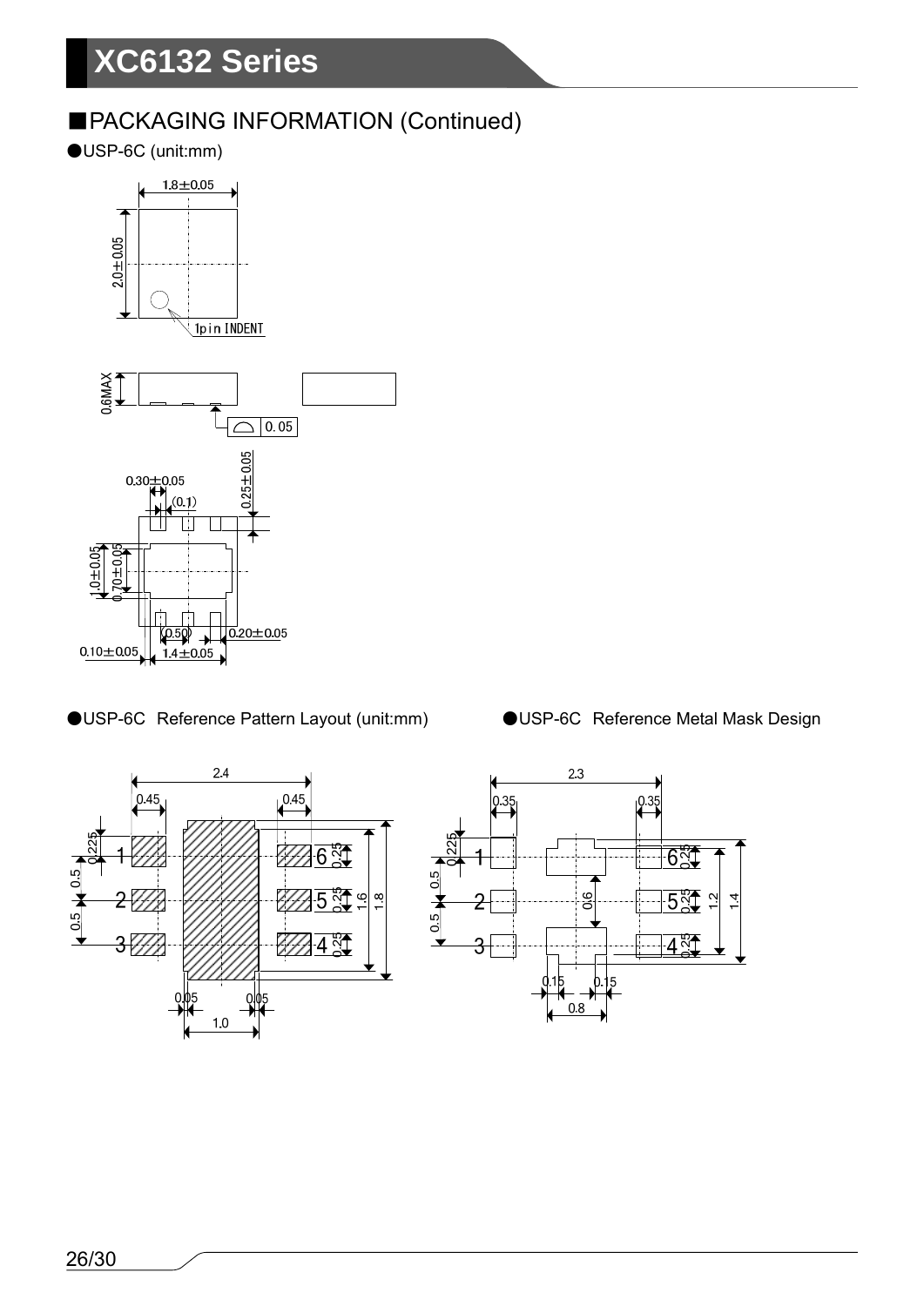## ■PACKAGING INFORMATION (Continued)

●USP-6C (unit:mm)

1.8±0.05

2.0±0.05

1pin INDENT

0.6MAX

0.05

0.30±0.05

(0.1)

0.25±0.05

1.0±0.05

0.70±0.05

(0.50)

0.20±0.05

0.10±0.05

1.4±0.05

●USP-6C Reference Pattern Layout (unit:mm)

2.4

0.45

0.45

0.225

0.5

0.5

1

2

3

6

5

4

0.25

0.25

0.25

1.6

1.8

0.05

0.05

1.0

●USP-6C Reference Metal Mask Design

2.3

0.35

0.35

0.225

0.5

0.5

1

2

3

6

5

4

0.6

0.25

0.25

0.25

1.2

1.4

0.15

0.15

0.8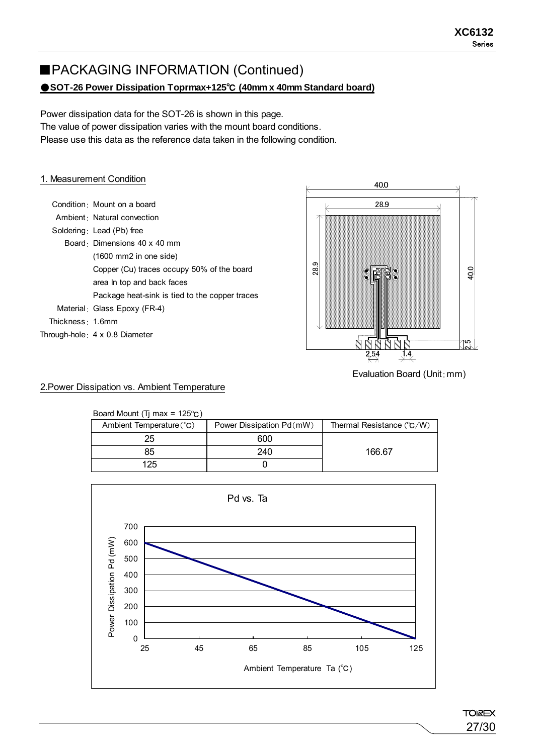## ■PACKAGING INFORMATION (Continued)

**●SOT-26 Power Dissipation Toprmax+125℃ (40mm x 40mm Standard board)**

Power dissipation data for the SOT-26 is shown in this page.
The value of power dissipation varies with the mount board conditions.
Please use this data as the reference data taken in the following condition.

### 1. Measurement Condition

Condition: Mount on a board
Ambient: Natural convection
Soldering: Lead (Pb) free
Board: Dimensions 40 x 40 mm
(1600 mm2 in one side)
Copper (Cu) traces occupy 50% of the board area In top and back faces
Package heat-sink is tied to the copper traces
Material: Glass Epoxy (FR-4)
Thickness: 1.6mm
Through-hole: 4 x 0.8 Diameter

Evaluation Board (Unit: mm)

### 2.Power Dissipation vs. Ambient Temperature

Board Mount (Tj max = 125℃)

| Ambient Temperature (℃) | Power Dissipation Pd (mW) | Thermal Resistance (℃/W) |
|---|---|---|
| 25 | 600 | 166.67 |
| 85 | 240 | |
| 125 | 0 | |

Pd vs. Ta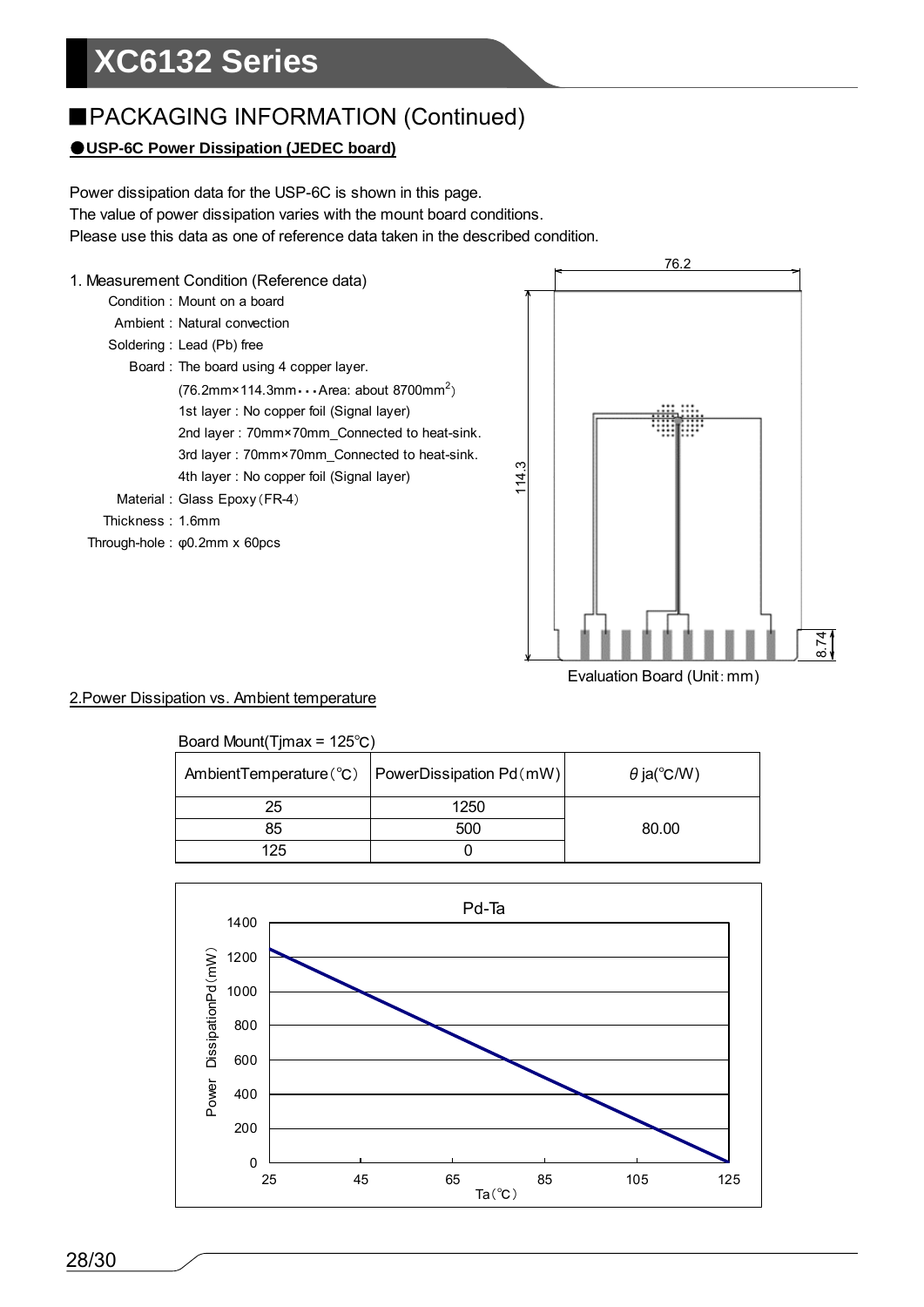## ■PACKAGING INFORMATION (Continued)

**●USP-6C Power Dissipation (JEDEC board)**

Power dissipation data for the USP-6C is shown in this page.
The value of power dissipation varies with the mount board conditions.
Please use this data as one of reference data taken in the described condition.

1. Measurement Condition (Reference data)

Condition : Mount on a board
Ambient : Natural convection
Soldering : Lead (Pb) free
Board : The board using 4 copper layer.
(76.2mm×114.3mm･･･Area: about 8700mm$^2$)
1st layer : No copper foil (Signal layer)
2nd layer : 70mm×70mm_Connected to heat-sink.
3rd layer : 70mm×70mm_Connected to heat-sink.
4th layer : No copper foil (Signal layer)
Material : Glass Epoxy（FR-4）
Thickness : 1.6mm
Through-hole : φ0.2mm x 60pcs

Evaluation Board (Unit：mm)

2.Power Dissipation vs. Ambient temperature

Board Mount(Tjmax = 125℃)

| AmbientTemperature（℃） | PowerDissipation Pd（mW） | θja(℃/W) |
|---|---|---|
| 25 | 1250 | 80.00 |
| 85 | 500 | |
| 125 | 0 | |

Pd-Ta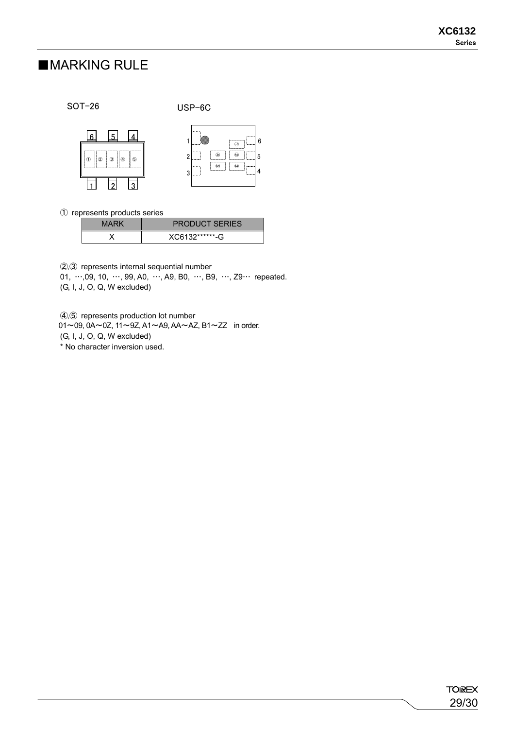## ■MARKING RULE

SOT-26　　　　　　USP-6C

① represents products series

| MARK | PRODUCT SERIES |
|---|---|
| X | XC6132******-G |

②,③ represents internal sequential number
01, …,09, 10, …, 99, A0, …, A9, B0, …, B9, …, Z9… repeated.
(G, I, J, O, Q, W excluded)

④,⑤ represents production lot number
01～09, 0A～0Z, 11～9Z, A1～A9, AA～AZ, B1～ZZ in order.
(G, I, J, O, Q, W excluded)
* No character inversion used.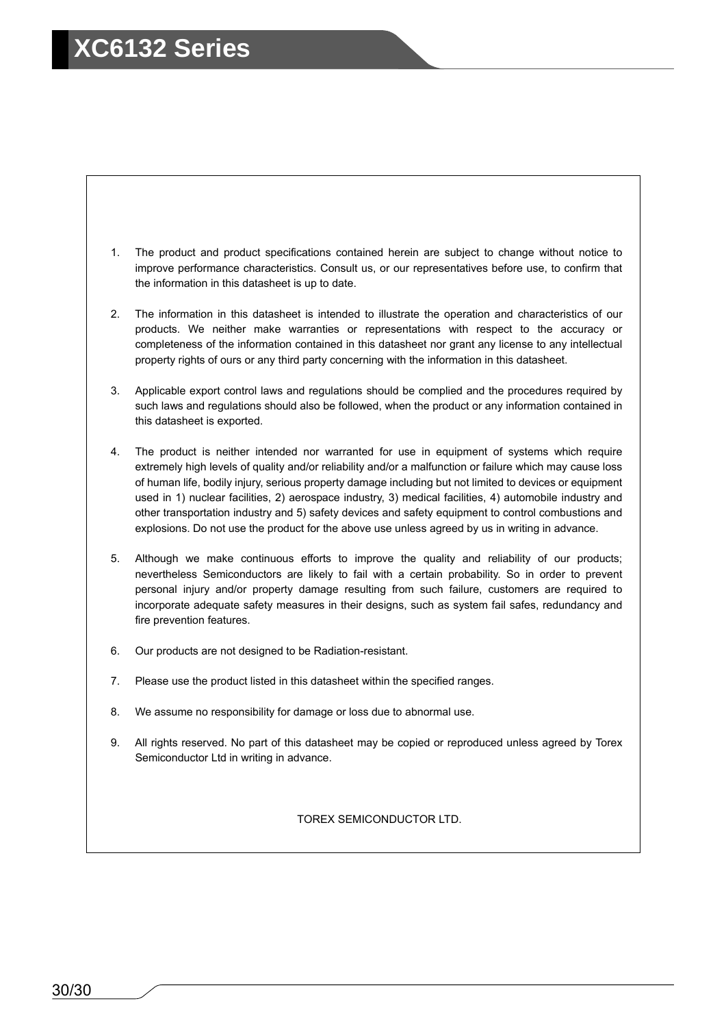1. The product and product specifications contained herein are subject to change without notice to improve performance characteristics. Consult us, or our representatives before use, to confirm that the information in this datasheet is up to date.

2. The information in this datasheet is intended to illustrate the operation and characteristics of our products. We neither make warranties or representations with respect to the accuracy or completeness of the information contained in this datasheet nor grant any license to any intellectual property rights of ours or any third party concerning with the information in this datasheet.

3. Applicable export control laws and regulations should be complied and the procedures required by such laws and regulations should also be followed, when the product or any information contained in this datasheet is exported.

4. The product is neither intended nor warranted for use in equipment of systems which require extremely high levels of quality and/or reliability and/or a malfunction or failure which may cause loss of human life, bodily injury, serious property damage including but not limited to devices or equipment used in 1) nuclear facilities, 2) aerospace industry, 3) medical facilities, 4) automobile industry and other transportation industry and 5) safety devices and safety equipment to control combustions and explosions. Do not use the product for the above use unless agreed by us in writing in advance.

5. Although we make continuous efforts to improve the quality and reliability of our products; nevertheless Semiconductors are likely to fail with a certain probability. So in order to prevent personal injury and/or property damage resulting from such failure, customers are required to incorporate adequate safety measures in their designs, such as system fail safes, redundancy and fire prevention features.

6. Our products are not designed to be Radiation-resistant.

7. Please use the product listed in this datasheet within the specified ranges.

8. We assume no responsibility for damage or loss due to abnormal use.

9. All rights reserved. No part of this datasheet may be copied or reproduced unless agreed by Torex Semiconductor Ltd in writing in advance.

TOREX SEMICONDUCTOR LTD.